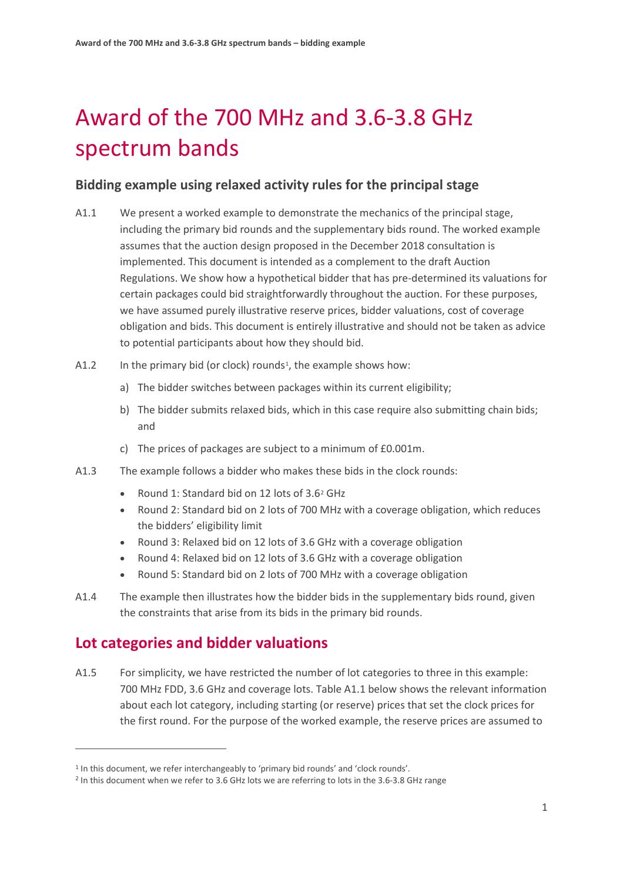# Award of the 700 MHz and 3.6-3.8 GHz spectrum bands

### Bidding example using relaxed activity rules for the principal stage

A1.1 We present a worked example to demonstrate the mechanics of the principal stage, including the primary bid rounds and the supplementary bids round. The worked example assumes that the auction design proposed in the December 2018 consultation is implemented. This document is intended as a complement to the draft Auction Regulations. We show how a hypothetical bidder that has pre-determined its valuations for certain packages could bid straightforwardly throughout the auction. For these purposes, we have assumed purely illustrative reserve prices, bidder valuations, cost of coverage obligation and bids. This document is entirely illustrative and should not be taken as advice to potential participants about how they should bid.

A1.2 In the primary bid (or clock) rounds[1], the example shows how:

a) The bidder switches between packages within its current eligibility;

b) The bidder submits relaxed bids, which in this case require also submitting chain bids; and

c) The prices of packages are subject to a minimum of £0.001m.

A1.3 The example follows a bidder who makes these bids in the clock rounds:

- Round 1: Standard bid on 12 lots of 3.6[2] GHz
- Round 2: Standard bid on 2 lots of 700 MHz with a coverage obligation, which reduces the bidders' eligibility limit
- Round 3: Relaxed bid on 12 lots of 3.6 GHz with a coverage obligation
- Round 4: Relaxed bid on 12 lots of 3.6 GHz with a coverage obligation
- Round 5: Standard bid on 2 lots of 700 MHz with a coverage obligation

A1.4 The example then illustrates how the bidder bids in the supplementary bids round, given the constraints that arise from its bids in the primary bid rounds.

## Lot categories and bidder valuations

A1.5 For simplicity, we have restricted the number of lot categories to three in this example: 700 MHz FDD, 3.6 GHz and coverage lots. Table A1.1 below shows the relevant information about each lot category, including starting (or reserve) prices that set the clock prices for the first round. For the purpose of the worked example, the reserve prices are assumed to

---

[1] In this document, we refer interchangeably to 'primary bid rounds' and 'clock rounds'.

[2] In this document when we refer to 3.6 GHz lots we are referring to lots in the 3.6-3.8 GHz range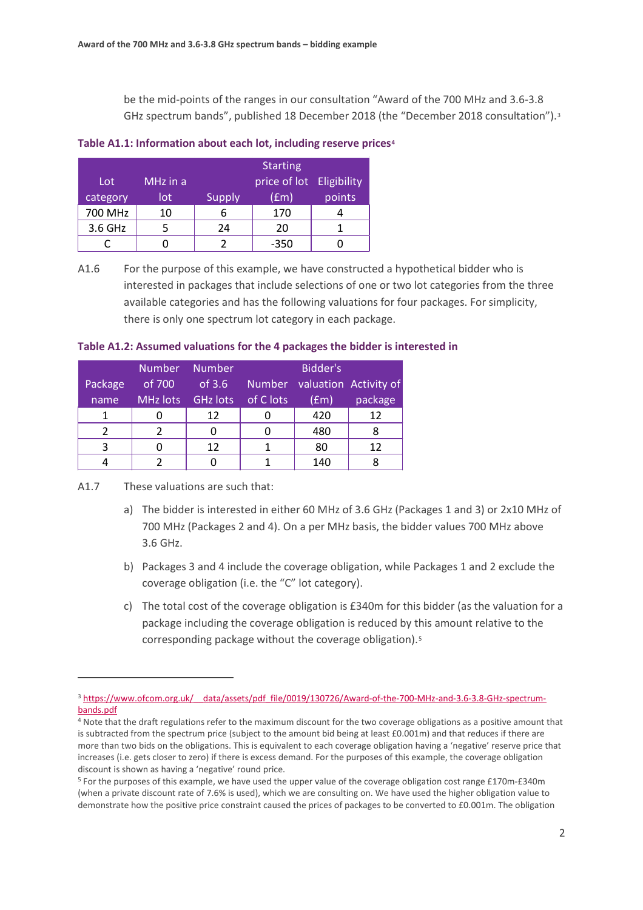be the mid-points of the ranges in our consultation "Award of the 700 MHz and 3.6-3.8 GHz spectrum bands", published 18 December 2018 (the "December 2018 consultation").[3]

**Table A1.1: Information about each lot, including reserve prices[4]**

| Lot category | MHz in a lot | Supply | Starting price of lot (£m) | Eligibility points |
|---|---|---|---|---|
| 700 MHz | 10 | 6 | 170 | 4 |
| 3.6 GHz | 5 | 24 | 20 | 1 |
| C | 0 | 2 | -350 | 0 |

A1.6 For the purpose of this example, we have constructed a hypothetical bidder who is interested in packages that include selections of one or two lot categories from the three available categories and has the following valuations for four packages. For simplicity, there is only one spectrum lot category in each package.

**Table A1.2: Assumed valuations for the 4 packages the bidder is interested in**

| Package name | Number of 700 MHz lots | Number of 3.6 GHz lots | Number of C lots | Bidder's valuation (£m) | Activity of package |
|---|---|---|---|---|---|
| 1 | 0 | 12 | 0 | 420 | 12 |
| 2 | 2 | 0 | 0 | 480 | 8 |
| 3 | 0 | 12 | 1 | 80 | 12 |
| 4 | 2 | 0 | 1 | 140 | 8 |

A1.7 These valuations are such that:

a) The bidder is interested in either 60 MHz of 3.6 GHz (Packages 1 and 3) or 2x10 MHz of 700 MHz (Packages 2 and 4). On a per MHz basis, the bidder values 700 MHz above 3.6 GHz.

b) Packages 3 and 4 include the coverage obligation, while Packages 1 and 2 exclude the coverage obligation (i.e. the "C" lot category).

c) The total cost of the coverage obligation is £340m for this bidder (as the valuation for a package including the coverage obligation is reduced by this amount relative to the corresponding package without the coverage obligation).[5]

---

[3] https://www.ofcom.org.uk/__data/assets/pdf_file/0019/130726/Award-of-the-700-MHz-and-3.6-3.8-GHz-spectrum-bands.pdf

[4] Note that the draft regulations refer to the maximum discount for the two coverage obligations as a positive amount that is subtracted from the spectrum price (subject to the amount bid being at least £0.001m) and that reduces if there are more than two bids on the obligations. This is equivalent to each coverage obligation having a 'negative' reserve price that increases (i.e. gets closer to zero) if there is excess demand. For the purposes of this example, the coverage obligation discount is shown as having a 'negative' round price.

[5] For the purposes of this example, we have used the upper value of the coverage obligation cost range £170m-£340m (when a private discount rate of 7.6% is used), which we are consulting on. We have used the higher obligation value to demonstrate how the positive price constraint caused the prices of packages to be converted to £0.001m. The obligation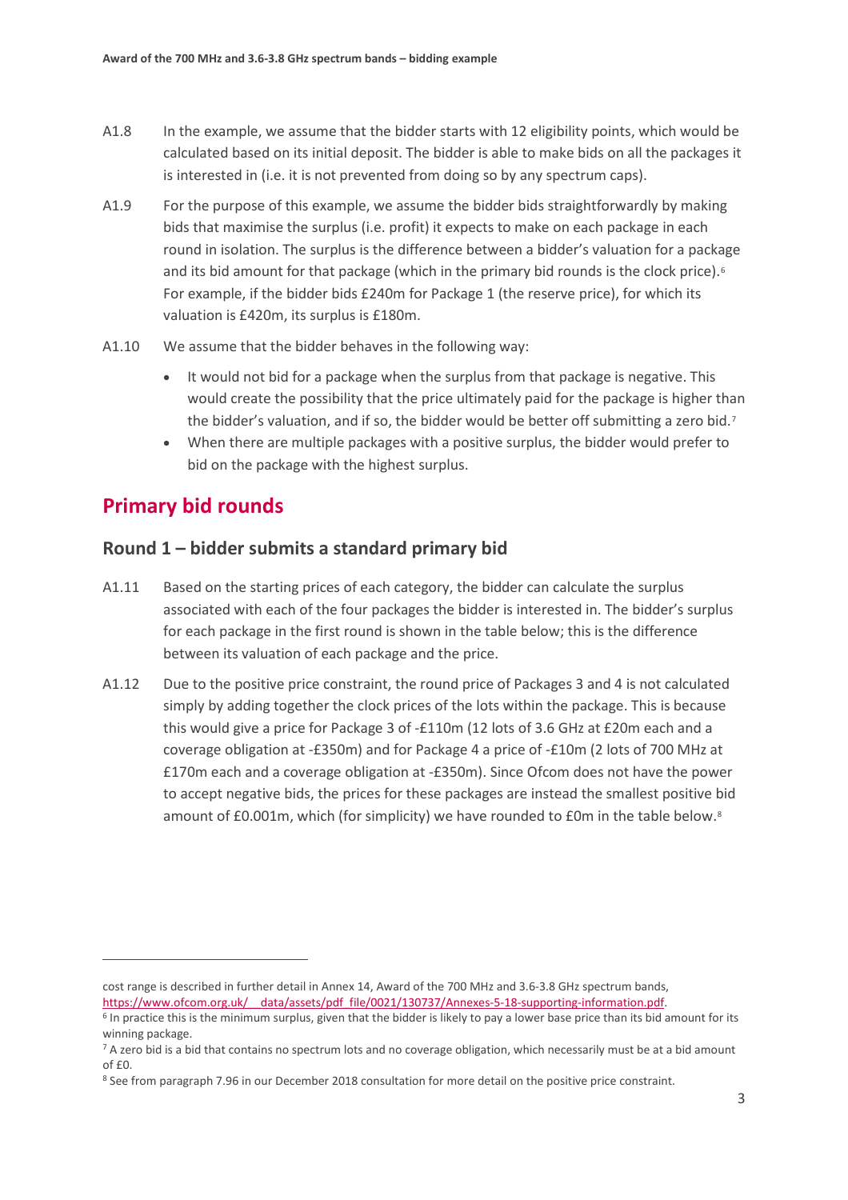A1.8 In the example, we assume that the bidder starts with 12 eligibility points, which would be calculated based on its initial deposit. The bidder is able to make bids on all the packages it is interested in (i.e. it is not prevented from doing so by any spectrum caps).

A1.9 For the purpose of this example, we assume the bidder bids straightforwardly by making bids that maximise the surplus (i.e. profit) it expects to make on each package in each round in isolation. The surplus is the difference between a bidder's valuation for a package and its bid amount for that package (which in the primary bid rounds is the clock price).[6] For example, if the bidder bids £240m for Package 1 (the reserve price), for which its valuation is £420m, its surplus is £180m.

A1.10 We assume that the bidder behaves in the following way:

- It would not bid for a package when the surplus from that package is negative. This would create the possibility that the price ultimately paid for the package is higher than the bidder's valuation, and if so, the bidder would be better off submitting a zero bid.[7]
- When there are multiple packages with a positive surplus, the bidder would prefer to bid on the package with the highest surplus.

## Primary bid rounds

### Round 1 – bidder submits a standard primary bid

A1.11 Based on the starting prices of each category, the bidder can calculate the surplus associated with each of the four packages the bidder is interested in. The bidder's surplus for each package in the first round is shown in the table below; this is the difference between its valuation of each package and the price.

A1.12 Due to the positive price constraint, the round price of Packages 3 and 4 is not calculated simply by adding together the clock prices of the lots within the package. This is because this would give a price for Package 3 of -£110m (12 lots of 3.6 GHz at £20m each and a coverage obligation at -£350m) and for Package 4 a price of -£10m (2 lots of 700 MHz at £170m each and a coverage obligation at -£350m). Since Ofcom does not have the power to accept negative bids, the prices for these packages are instead the smallest positive bid amount of £0.001m, which (for simplicity) we have rounded to £0m in the table below.[8]

---

cost range is described in further detail in Annex 14, Award of the 700 MHz and 3.6-3.8 GHz spectrum bands, https://www.ofcom.org.uk/__data/assets/pdf_file/0021/130737/Annexes-5-18-supporting-information.pdf.

[6] In practice this is the minimum surplus, given that the bidder is likely to pay a lower base price than its bid amount for its winning package.

[7] A zero bid is a bid that contains no spectrum lots and no coverage obligation, which necessarily must be at a bid amount of £0.

[8] See from paragraph 7.96 in our December 2018 consultation for more detail on the positive price constraint.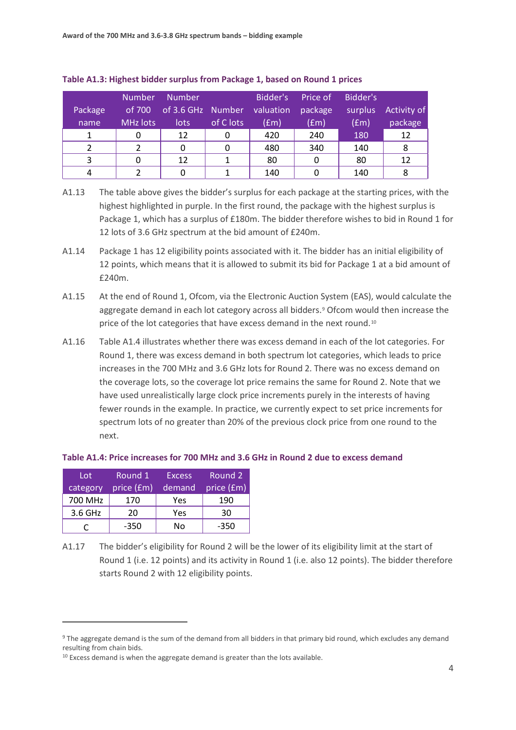**Table A1.3: Highest bidder surplus from Package 1, based on Round 1 prices**

| Package name | Number of 700 MHz lots | Number of 3.6 GHz lots | Number of C lots | Bidder's valuation (£m) | Price of package (£m) | Bidder's surplus (£m) | Activity of package |
|---|---|---|---|---|---|---|---|
| 1 | 0 | 12 | 0 | 420 | 240 | 180 | 12 |
| 2 | 2 | 0 | 0 | 480 | 340 | 140 | 8 |
| 3 | 0 | 12 | 1 | 80 | 0 | 80 | 12 |
| 4 | 2 | 0 | 1 | 140 | 0 | 140 | 8 |

A1.13 The table above gives the bidder's surplus for each package at the starting prices, with the highest highlighted in purple. In the first round, the package with the highest surplus is Package 1, which has a surplus of £180m. The bidder therefore wishes to bid in Round 1 for 12 lots of 3.6 GHz spectrum at the bid amount of £240m.

A1.14 Package 1 has 12 eligibility points associated with it. The bidder has an initial eligibility of 12 points, which means that it is allowed to submit its bid for Package 1 at a bid amount of £240m.

A1.15 At the end of Round 1, Ofcom, via the Electronic Auction System (EAS), would calculate the aggregate demand in each lot category across all bidders.[9] Ofcom would then increase the price of the lot categories that have excess demand in the next round.[10]

A1.16 Table A1.4 illustrates whether there was excess demand in each of the lot categories. For Round 1, there was excess demand in both spectrum lot categories, which leads to price increases in the 700 MHz and 3.6 GHz lots for Round 2. There was no excess demand on the coverage lots, so the coverage lot price remains the same for Round 2. Note that we have used unrealistically large clock price increments purely in the interests of having fewer rounds in the example. In practice, we currently expect to set price increments for spectrum lots of no greater than 20% of the previous clock price from one round to the next.

**Table A1.4: Price increases for 700 MHz and 3.6 GHz in Round 2 due to excess demand**

| Lot category | Round 1 price (£m) | Excess demand | Round 2 price (£m) |
|---|---|---|---|
| 700 MHz | 170 | Yes | 190 |
| 3.6 GHz | 20 | Yes | 30 |
| C | -350 | No | -350 |

A1.17 The bidder's eligibility for Round 2 will be the lower of its eligibility limit at the start of Round 1 (i.e. 12 points) and its activity in Round 1 (i.e. also 12 points). The bidder therefore starts Round 2 with 12 eligibility points.

[9] The aggregate demand is the sum of the demand from all bidders in that primary bid round, which excludes any demand resulting from chain bids.

[10] Excess demand is when the aggregate demand is greater than the lots available.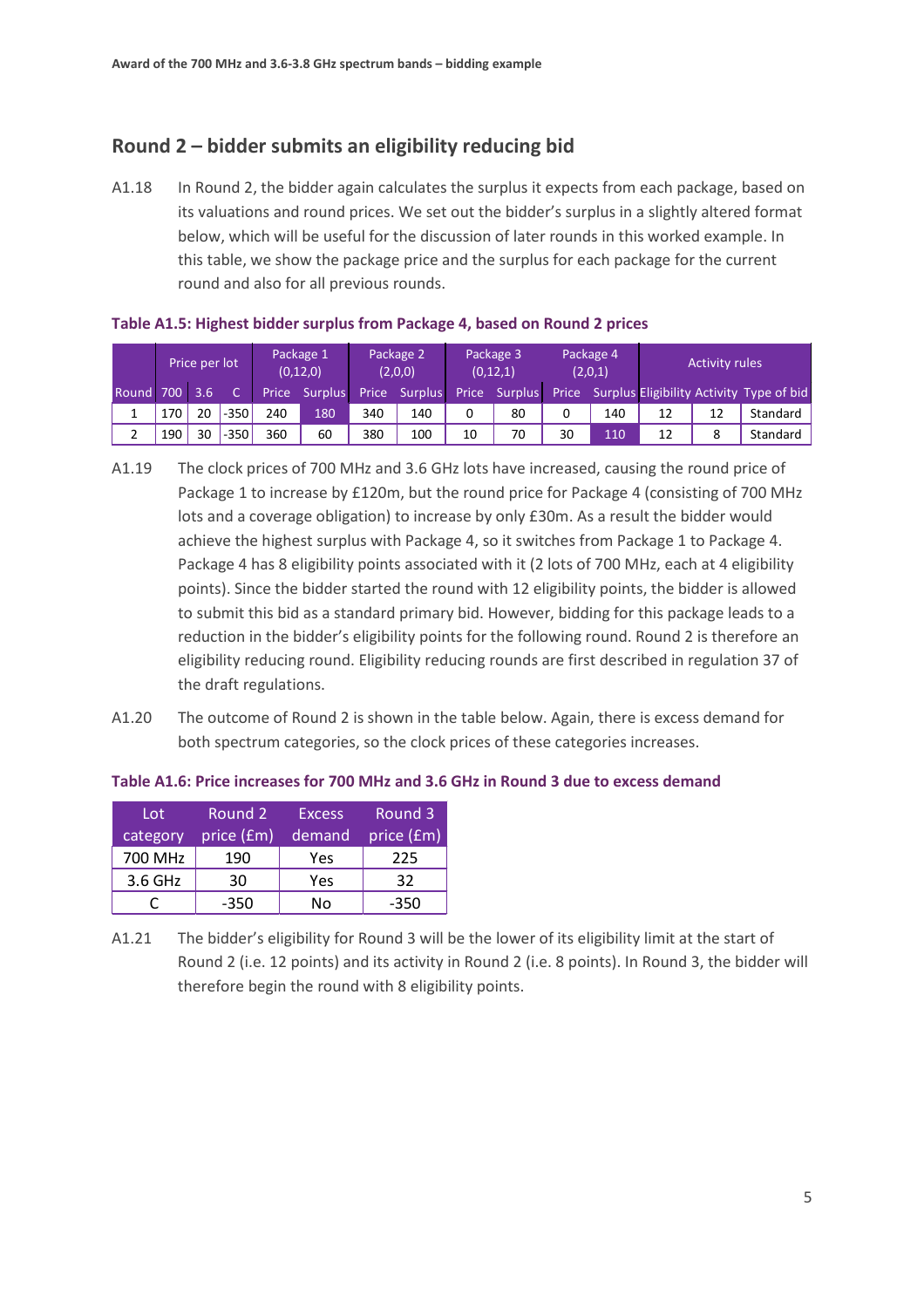## Round 2 – bidder submits an eligibility reducing bid

A1.18 In Round 2, the bidder again calculates the surplus it expects from each package, based on its valuations and round prices. We set out the bidder's surplus in a slightly altered format below, which will be useful for the discussion of later rounds in this worked example. In this table, we show the package price and the surplus for each package for the current round and also for all previous rounds.

**Table A1.5: Highest bidder surplus from Package 4, based on Round 2 prices**

| | Price per lot | | | Package 1 (0,12,0) | | Package 2 (2,0,0) | | Package 3 (0,12,1) | | Package 4 (2,0,1) | | Activity rules | | |
|---|---|---|---|---|---|---|---|---|---|---|---|---|---|---|
| Round | 700 | 3.6 | C | Price | Surplus | Price | Surplus | Price | Surplus | Price | Surplus | Eligibility | Activity | Type of bid |
| 1 | 170 | 20 | -350 | 240 | 180 | 340 | 140 | 0 | 80 | 0 | 140 | 12 | 12 | Standard |
| 2 | 190 | 30 | -350 | 360 | 60 | 380 | 100 | 10 | 70 | 30 | 110 | 12 | 8 | Standard |

A1.19 The clock prices of 700 MHz and 3.6 GHz lots have increased, causing the round price of Package 1 to increase by £120m, but the round price for Package 4 (consisting of 700 MHz lots and a coverage obligation) to increase by only £30m. As a result the bidder would achieve the highest surplus with Package 4, so it switches from Package 1 to Package 4. Package 4 has 8 eligibility points associated with it (2 lots of 700 MHz, each at 4 eligibility points). Since the bidder started the round with 12 eligibility points, the bidder is allowed to submit this bid as a standard primary bid. However, bidding for this package leads to a reduction in the bidder's eligibility points for the following round. Round 2 is therefore an eligibility reducing round. Eligibility reducing rounds are first described in regulation 37 of the draft regulations.

A1.20 The outcome of Round 2 is shown in the table below. Again, there is excess demand for both spectrum categories, so the clock prices of these categories increases.

**Table A1.6: Price increases for 700 MHz and 3.6 GHz in Round 3 due to excess demand**

| Lot category | Round 2 price (£m) | Excess demand | Round 3 price (£m) |
|---|---|---|---|
| 700 MHz | 190 | Yes | 225 |
| 3.6 GHz | 30 | Yes | 32 |
| C | -350 | No | -350 |

A1.21 The bidder's eligibility for Round 3 will be the lower of its eligibility limit at the start of Round 2 (i.e. 12 points) and its activity in Round 2 (i.e. 8 points). In Round 3, the bidder will therefore begin the round with 8 eligibility points.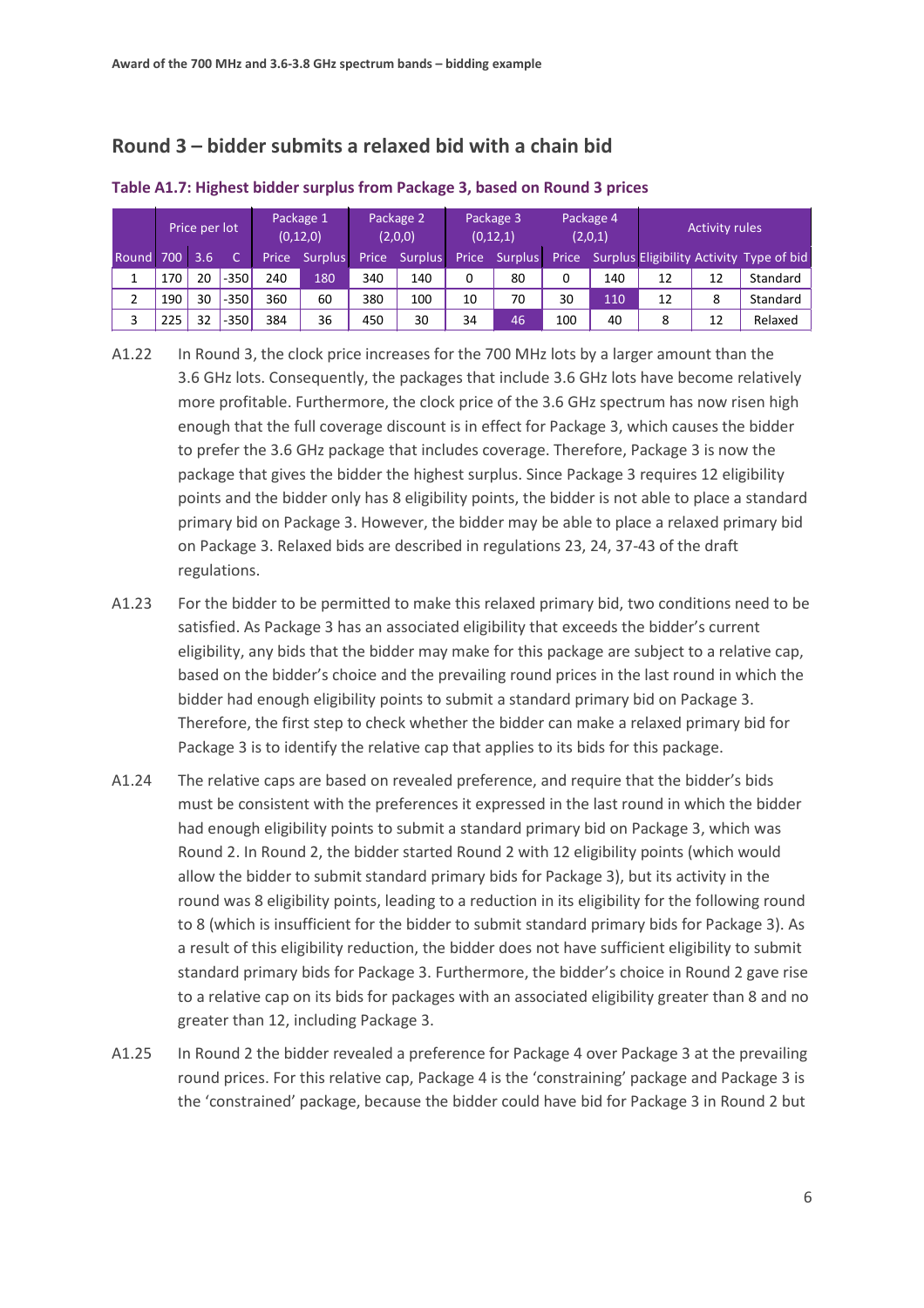## Round 3 – bidder submits a relaxed bid with a chain bid

**Table A1.7: Highest bidder surplus from Package 3, based on Round 3 prices**

| Price per lot | | | | Package 1 (0,12,0) | | Package 2 (2,0,0) | | Package 3 (0,12,1) | | Package 4 (2,0,1) | | Activity rules | | |
|---|---|---|---|---|---|---|---|---|---|---|---|---|---|---|
| Round | 700 | 3.6 | C | Price | Surplus | Price | Surplus | Price | Surplus | Price | Surplus | Eligibility | Activity | Type of bid |
| 1 | 170 | 20 | -350 | 240 | 180 | 340 | 140 | 0 | 80 | 0 | 140 | 12 | 12 | Standard |
| 2 | 190 | 30 | -350 | 360 | 60 | 380 | 100 | 10 | 70 | 30 | 110 | 12 | 8 | Standard |
| 3 | 225 | 32 | -350 | 384 | 36 | 450 | 30 | 34 | 46 | 100 | 40 | 8 | 12 | Relaxed |

A1.22 In Round 3, the clock price increases for the 700 MHz lots by a larger amount than the 3.6 GHz lots. Consequently, the packages that include 3.6 GHz lots have become relatively more profitable. Furthermore, the clock price of the 3.6 GHz spectrum has now risen high enough that the full coverage discount is in effect for Package 3, which causes the bidder to prefer the 3.6 GHz package that includes coverage. Therefore, Package 3 is now the package that gives the bidder the highest surplus. Since Package 3 requires 12 eligibility points and the bidder only has 8 eligibility points, the bidder is not able to place a standard primary bid on Package 3. However, the bidder may be able to place a relaxed primary bid on Package 3. Relaxed bids are described in regulations 23, 24, 37-43 of the draft regulations.

A1.23 For the bidder to be permitted to make this relaxed primary bid, two conditions need to be satisfied. As Package 3 has an associated eligibility that exceeds the bidder's current eligibility, any bids that the bidder may make for this package are subject to a relative cap, based on the bidder's choice and the prevailing round prices in the last round in which the bidder had enough eligibility points to submit a standard primary bid on Package 3. Therefore, the first step to check whether the bidder can make a relaxed primary bid for Package 3 is to identify the relative cap that applies to its bids for this package.

A1.24 The relative caps are based on revealed preference, and require that the bidder's bids must be consistent with the preferences it expressed in the last round in which the bidder had enough eligibility points to submit a standard primary bid on Package 3, which was Round 2. In Round 2, the bidder started Round 2 with 12 eligibility points (which would allow the bidder to submit standard primary bids for Package 3), but its activity in the round was 8 eligibility points, leading to a reduction in its eligibility for the following round to 8 (which is insufficient for the bidder to submit standard primary bids for Package 3). As a result of this eligibility reduction, the bidder does not have sufficient eligibility to submit standard primary bids for Package 3. Furthermore, the bidder's choice in Round 2 gave rise to a relative cap on its bids for packages with an associated eligibility greater than 8 and no greater than 12, including Package 3.

A1.25 In Round 2 the bidder revealed a preference for Package 4 over Package 3 at the prevailing round prices. For this relative cap, Package 4 is the 'constraining' package and Package 3 is the 'constrained' package, because the bidder could have bid for Package 3 in Round 2 but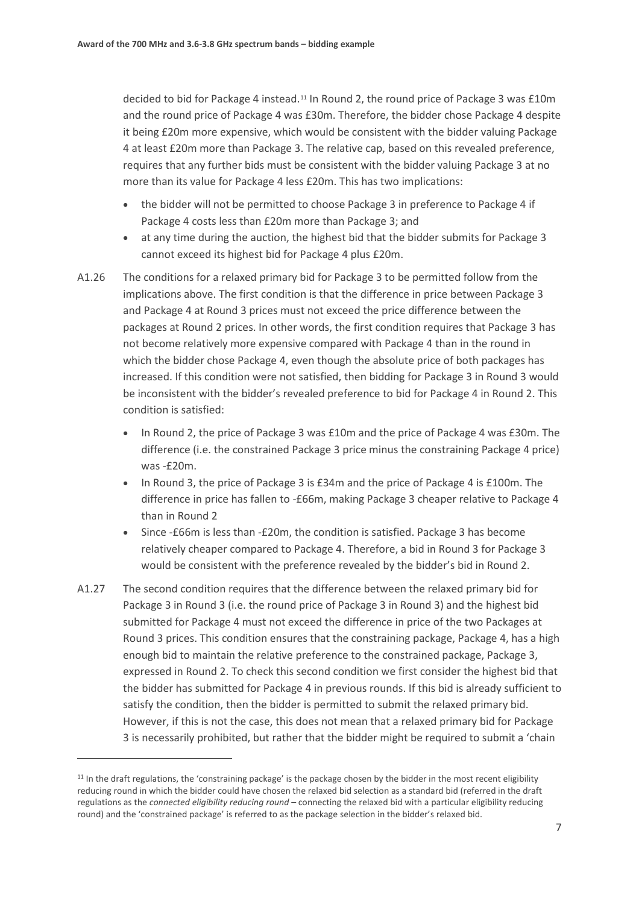decided to bid for Package 4 instead.[11] In Round 2, the round price of Package 3 was £10m and the round price of Package 4 was £30m. Therefore, the bidder chose Package 4 despite it being £20m more expensive, which would be consistent with the bidder valuing Package 4 at least £20m more than Package 3. The relative cap, based on this revealed preference, requires that any further bids must be consistent with the bidder valuing Package 3 at no more than its value for Package 4 less £20m. This has two implications:

- the bidder will not be permitted to choose Package 3 in preference to Package 4 if Package 4 costs less than £20m more than Package 3; and
- at any time during the auction, the highest bid that the bidder submits for Package 3 cannot exceed its highest bid for Package 4 plus £20m.

A1.26 The conditions for a relaxed primary bid for Package 3 to be permitted follow from the implications above. The first condition is that the difference in price between Package 3 and Package 4 at Round 3 prices must not exceed the price difference between the packages at Round 2 prices. In other words, the first condition requires that Package 3 has not become relatively more expensive compared with Package 4 than in the round in which the bidder chose Package 4, even though the absolute price of both packages has increased. If this condition were not satisfied, then bidding for Package 3 in Round 3 would be inconsistent with the bidder's revealed preference to bid for Package 4 in Round 2. This condition is satisfied:

- In Round 2, the price of Package 3 was £10m and the price of Package 4 was £30m. The difference (i.e. the constrained Package 3 price minus the constraining Package 4 price) was -£20m.
- In Round 3, the price of Package 3 is £34m and the price of Package 4 is £100m. The difference in price has fallen to -£66m, making Package 3 cheaper relative to Package 4 than in Round 2
- Since -£66m is less than -£20m, the condition is satisfied. Package 3 has become relatively cheaper compared to Package 4. Therefore, a bid in Round 3 for Package 3 would be consistent with the preference revealed by the bidder's bid in Round 2.

A1.27 The second condition requires that the difference between the relaxed primary bid for Package 3 in Round 3 (i.e. the round price of Package 3 in Round 3) and the highest bid submitted for Package 4 must not exceed the difference in price of the two Packages at Round 3 prices. This condition ensures that the constraining package, Package 4, has a high enough bid to maintain the relative preference to the constrained package, Package 3, expressed in Round 2. To check this second condition we first consider the highest bid that the bidder has submitted for Package 4 in previous rounds. If this bid is already sufficient to satisfy the condition, then the bidder is permitted to submit the relaxed primary bid. However, if this is not the case, this does not mean that a relaxed primary bid for Package 3 is necessarily prohibited, but rather that the bidder might be required to submit a 'chain

[11] In the draft regulations, the 'constraining package' is the package chosen by the bidder in the most recent eligibility reducing round in which the bidder could have chosen the relaxed bid selection as a standard bid (referred in the draft regulations as the *connected eligibility reducing round* – connecting the relaxed bid with a particular eligibility reducing round) and the 'constrained package' is referred to as the package selection in the bidder's relaxed bid.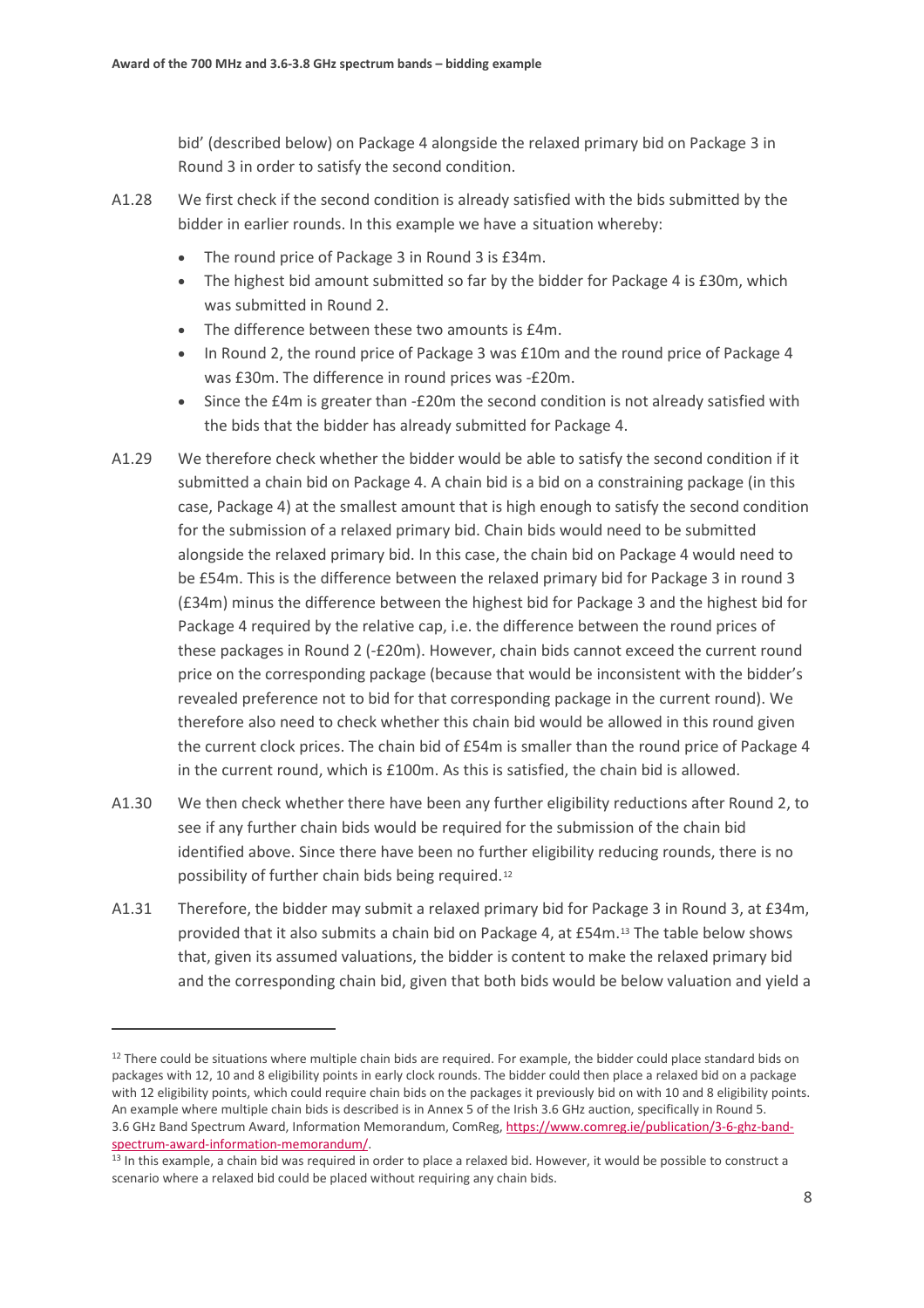bid' (described below) on Package 4 alongside the relaxed primary bid on Package 3 in Round 3 in order to satisfy the second condition.

A1.28 We first check if the second condition is already satisfied with the bids submitted by the bidder in earlier rounds. In this example we have a situation whereby:

- The round price of Package 3 in Round 3 is £34m.
- The highest bid amount submitted so far by the bidder for Package 4 is £30m, which was submitted in Round 2.
- The difference between these two amounts is £4m.
- In Round 2, the round price of Package 3 was £10m and the round price of Package 4 was £30m. The difference in round prices was -£20m.
- Since the £4m is greater than -£20m the second condition is not already satisfied with the bids that the bidder has already submitted for Package 4.

A1.29 We therefore check whether the bidder would be able to satisfy the second condition if it submitted a chain bid on Package 4. A chain bid is a bid on a constraining package (in this case, Package 4) at the smallest amount that is high enough to satisfy the second condition for the submission of a relaxed primary bid. Chain bids would need to be submitted alongside the relaxed primary bid. In this case, the chain bid on Package 4 would need to be £54m. This is the difference between the relaxed primary bid for Package 3 in round 3 (£34m) minus the difference between the highest bid for Package 3 and the highest bid for Package 4 required by the relative cap, i.e. the difference between the round prices of these packages in Round 2 (-£20m). However, chain bids cannot exceed the current round price on the corresponding package (because that would be inconsistent with the bidder's revealed preference not to bid for that corresponding package in the current round). We therefore also need to check whether this chain bid would be allowed in this round given the current clock prices. The chain bid of £54m is smaller than the round price of Package 4 in the current round, which is £100m. As this is satisfied, the chain bid is allowed.

A1.30 We then check whether there have been any further eligibility reductions after Round 2, to see if any further chain bids would be required for the submission of the chain bid identified above. Since there have been no further eligibility reducing rounds, there is no possibility of further chain bids being required.[12]

A1.31 Therefore, the bidder may submit a relaxed primary bid for Package 3 in Round 3, at £34m, provided that it also submits a chain bid on Package 4, at £54m.[13] The table below shows that, given its assumed valuations, the bidder is content to make the relaxed primary bid and the corresponding chain bid, given that both bids would be below valuation and yield a

[12] There could be situations where multiple chain bids are required. For example, the bidder could place standard bids on packages with 12, 10 and 8 eligibility points in early clock rounds. The bidder could then place a relaxed bid on a package with 12 eligibility points, which could require chain bids on the packages it previously bid on with 10 and 8 eligibility points. An example where multiple chain bids is described is in Annex 5 of the Irish 3.6 GHz auction, specifically in Round 5. 3.6 GHz Band Spectrum Award, Information Memorandum, ComReg, https://www.comreg.ie/publication/3-6-ghz-band-spectrum-award-information-memorandum/.

[13] In this example, a chain bid was required in order to place a relaxed bid. However, it would be possible to construct a scenario where a relaxed bid could be placed without requiring any chain bids.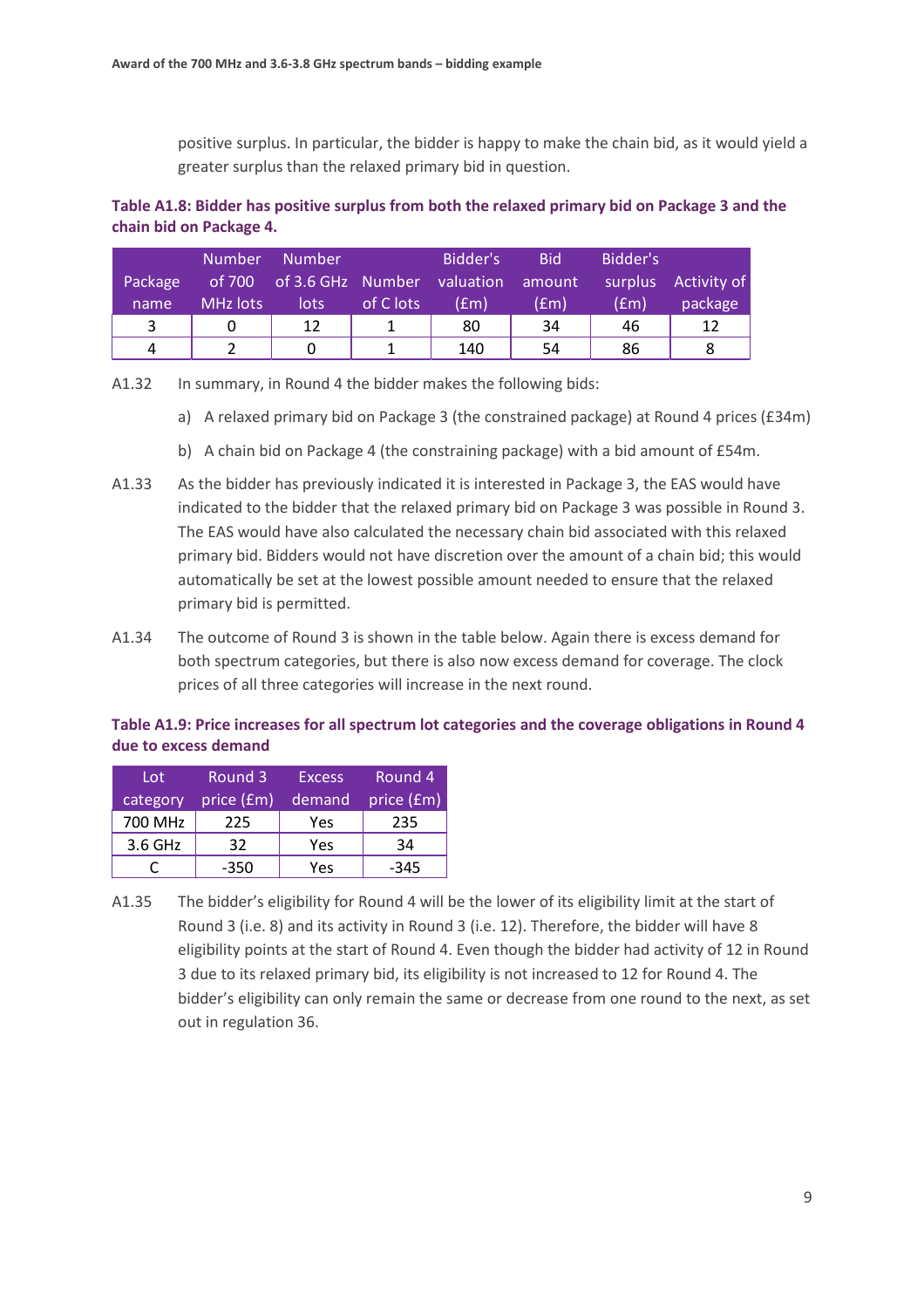positive surplus. In particular, the bidder is happy to make the chain bid, as it would yield a greater surplus than the relaxed primary bid in question.

**Table A1.8: Bidder has positive surplus from both the relaxed primary bid on Package 3 and the chain bid on Package 4.**

| Package name | Number of 700 MHz lots | Number of 3.6 GHz lots | Number of C lots | Bidder's valuation (£m) | Bid amount (£m) | Bidder's surplus (£m) | Activity of package |
|---|---|---|---|---|---|---|---|
| 3 | 0 | 12 | 1 | 80 | 34 | 46 | 12 |
| 4 | 2 | 0 | 1 | 140 | 54 | 86 | 8 |

A1.32 In summary, in Round 4 the bidder makes the following bids:

a) A relaxed primary bid on Package 3 (the constrained package) at Round 4 prices (£34m)

b) A chain bid on Package 4 (the constraining package) with a bid amount of £54m.

A1.33 As the bidder has previously indicated it is interested in Package 3, the EAS would have indicated to the bidder that the relaxed primary bid on Package 3 was possible in Round 3. The EAS would have also calculated the necessary chain bid associated with this relaxed primary bid. Bidders would not have discretion over the amount of a chain bid; this would automatically be set at the lowest possible amount needed to ensure that the relaxed primary bid is permitted.

A1.34 The outcome of Round 3 is shown in the table below. Again there is excess demand for both spectrum categories, but there is also now excess demand for coverage. The clock prices of all three categories will increase in the next round.

**Table A1.9: Price increases for all spectrum lot categories and the coverage obligations in Round 4 due to excess demand**

| Lot category | Round 3 price (£m) | Excess demand | Round 4 price (£m) |
|---|---|---|---|
| 700 MHz | 225 | Yes | 235 |
| 3.6 GHz | 32 | Yes | 34 |
| C | -350 | Yes | -345 |

A1.35 The bidder's eligibility for Round 4 will be the lower of its eligibility limit at the start of Round 3 (i.e. 8) and its activity in Round 3 (i.e. 12). Therefore, the bidder will have 8 eligibility points at the start of Round 4. Even though the bidder had activity of 12 in Round 3 due to its relaxed primary bid, its eligibility is not increased to 12 for Round 4. The bidder's eligibility can only remain the same or decrease from one round to the next, as set out in regulation 36.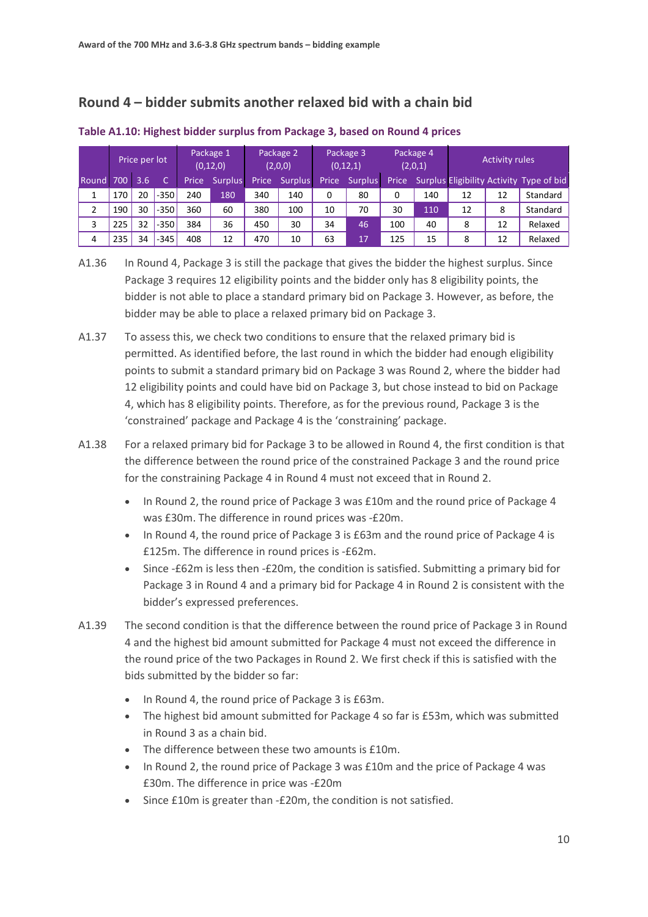## Round 4 – bidder submits another relaxed bid with a chain bid

**Table A1.10: Highest bidder surplus from Package 3, based on Round 4 prices**

| | Price per lot | | | Package 1 (0,12,0) | | Package 2 (2,0,0) | | Package 3 (0,12,1) | | Package 4 (2,0,1) | | Activity rules | | |
|---|---|---|---|---|---|---|---|---|---|---|---|---|---|---|
| Round | 700 | 3.6 | C | Price | Surplus | Price | Surplus | Price | Surplus | Price | Surplus | Eligibility | Activity | Type of bid |
| 1 | 170 | 20 | -350 | 240 | 180 | 340 | 140 | 0 | 80 | 0 | 140 | 12 | 12 | Standard |
| 2 | 190 | 30 | -350 | 360 | 60 | 380 | 100 | 10 | 70 | 30 | 110 | 12 | 8 | Standard |
| 3 | 225 | 32 | -350 | 384 | 36 | 450 | 30 | 34 | 46 | 100 | 40 | 8 | 12 | Relaxed |
| 4 | 235 | 34 | -345 | 408 | 12 | 470 | 10 | 63 | 17 | 125 | 15 | 8 | 12 | Relaxed |

A1.36 In Round 4, Package 3 is still the package that gives the bidder the highest surplus. Since Package 3 requires 12 eligibility points and the bidder only has 8 eligibility points, the bidder is not able to place a standard primary bid on Package 3. However, as before, the bidder may be able to place a relaxed primary bid on Package 3.

A1.37 To assess this, we check two conditions to ensure that the relaxed primary bid is permitted. As identified before, the last round in which the bidder had enough eligibility points to submit a standard primary bid on Package 3 was Round 2, where the bidder had 12 eligibility points and could have bid on Package 3, but chose instead to bid on Package 4, which has 8 eligibility points. Therefore, as for the previous round, Package 3 is the 'constrained' package and Package 4 is the 'constraining' package.

A1.38 For a relaxed primary bid for Package 3 to be allowed in Round 4, the first condition is that the difference between the round price of the constrained Package 3 and the round price for the constraining Package 4 in Round 4 must not exceed that in Round 2.

- In Round 2, the round price of Package 3 was £10m and the round price of Package 4 was £30m. The difference in round prices was -£20m.
- In Round 4, the round price of Package 3 is £63m and the round price of Package 4 is £125m. The difference in round prices is -£62m.
- Since -£62m is less then -£20m, the condition is satisfied. Submitting a primary bid for Package 3 in Round 4 and a primary bid for Package 4 in Round 2 is consistent with the bidder's expressed preferences.

A1.39 The second condition is that the difference between the round price of Package 3 in Round 4 and the highest bid amount submitted for Package 4 must not exceed the difference in the round price of the two Packages in Round 2. We first check if this is satisfied with the bids submitted by the bidder so far:

- In Round 4, the round price of Package 3 is £63m.
- The highest bid amount submitted for Package 4 so far is £53m, which was submitted in Round 3 as a chain bid.
- The difference between these two amounts is £10m.
- In Round 2, the round price of Package 3 was £10m and the price of Package 4 was £30m. The difference in price was -£20m
- Since £10m is greater than -£20m, the condition is not satisfied.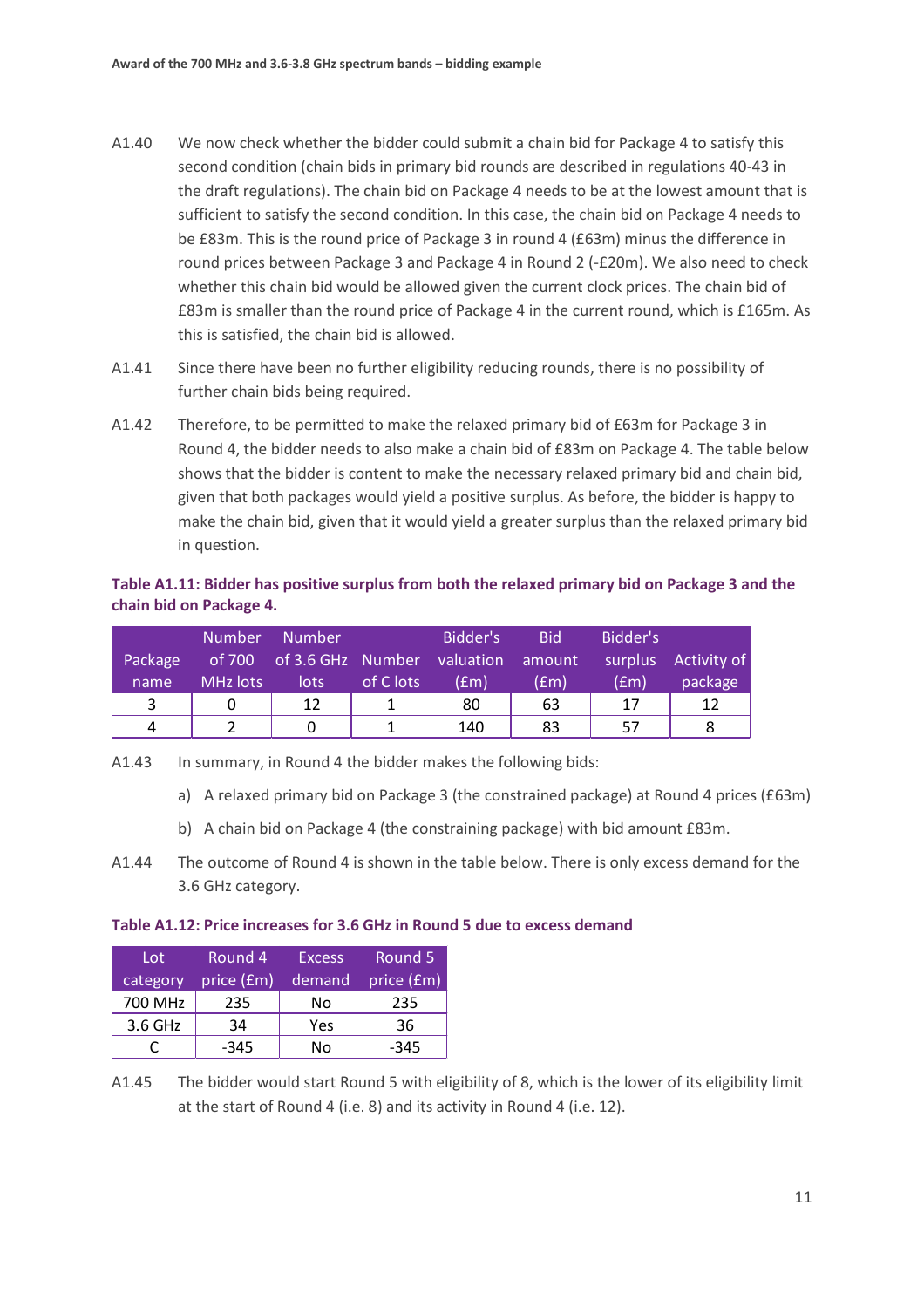A1.40 We now check whether the bidder could submit a chain bid for Package 4 to satisfy this second condition (chain bids in primary bid rounds are described in regulations 40-43 in the draft regulations). The chain bid on Package 4 needs to be at the lowest amount that is sufficient to satisfy the second condition. In this case, the chain bid on Package 4 needs to be £83m. This is the round price of Package 3 in round 4 (£63m) minus the difference in round prices between Package 3 and Package 4 in Round 2 (-£20m). We also need to check whether this chain bid would be allowed given the current clock prices. The chain bid of £83m is smaller than the round price of Package 4 in the current round, which is £165m. As this is satisfied, the chain bid is allowed.

A1.41 Since there have been no further eligibility reducing rounds, there is no possibility of further chain bids being required.

A1.42 Therefore, to be permitted to make the relaxed primary bid of £63m for Package 3 in Round 4, the bidder needs to also make a chain bid of £83m on Package 4. The table below shows that the bidder is content to make the necessary relaxed primary bid and chain bid, given that both packages would yield a positive surplus. As before, the bidder is happy to make the chain bid, given that it would yield a greater surplus than the relaxed primary bid in question.

**Table A1.11: Bidder has positive surplus from both the relaxed primary bid on Package 3 and the chain bid on Package 4.**

| Package name | Number of 700 MHz lots | Number of 3.6 GHz lots | Number of C lots | Bidder's valuation (£m) | Bid amount (£m) | Bidder's surplus (£m) | Activity of package |
|---|---|---|---|---|---|---|---|
| 3 | 0 | 12 | 1 | 80 | 63 | 17 | 12 |
| 4 | 2 | 0 | 1 | 140 | 83 | 57 | 8 |

A1.43 In summary, in Round 4 the bidder makes the following bids:

a) A relaxed primary bid on Package 3 (the constrained package) at Round 4 prices (£63m)

b) A chain bid on Package 4 (the constraining package) with bid amount £83m.

A1.44 The outcome of Round 4 is shown in the table below. There is only excess demand for the 3.6 GHz category.

**Table A1.12: Price increases for 3.6 GHz in Round 5 due to excess demand**

| Lot category | Round 4 price (£m) | Excess demand | Round 5 price (£m) |
|---|---|---|---|
| 700 MHz | 235 | No | 235 |
| 3.6 GHz | 34 | Yes | 36 |
| C | -345 | No | -345 |

A1.45 The bidder would start Round 5 with eligibility of 8, which is the lower of its eligibility limit at the start of Round 4 (i.e. 8) and its activity in Round 4 (i.e. 12).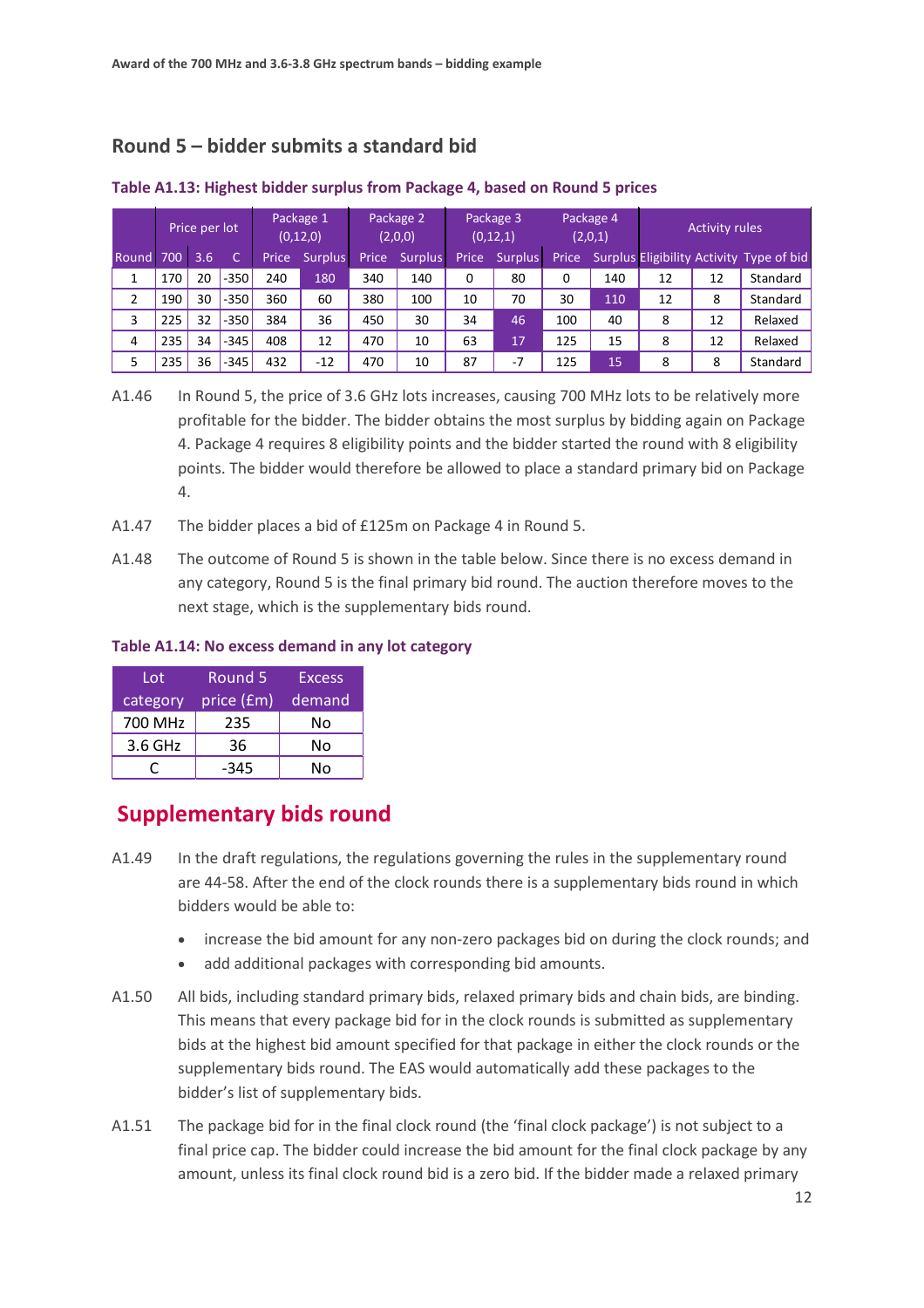## Round 5 – bidder submits a standard bid

**Table A1.13: Highest bidder surplus from Package 4, based on Round 5 prices**

| | Price per lot | | | Package 1 (0,12,0) | | Package 2 (2,0,0) | | Package 3 (0,12,1) | | Package 4 (2,0,1) | | Activity rules | | |
|---|---|---|---|---|---|---|---|---|---|---|---|---|---|---|
| Round | 700 | 3.6 | C | Price | Surplus | Price | Surplus | Price | Surplus | Price | Surplus | Eligibility | Activity | Type of bid |
| 1 | 170 | 20 | -350 | 240 | 180 | 340 | 140 | 0 | 80 | 0 | 140 | 12 | 12 | Standard |
| 2 | 190 | 30 | -350 | 360 | 60 | 380 | 100 | 10 | 70 | 30 | 110 | 12 | 8 | Standard |
| 3 | 225 | 32 | -350 | 384 | 36 | 450 | 30 | 34 | 46 | 100 | 40 | 8 | 12 | Relaxed |
| 4 | 235 | 34 | -345 | 408 | 12 | 470 | 10 | 63 | 17 | 125 | 15 | 8 | 12 | Relaxed |
| 5 | 235 | 36 | -345 | 432 | -12 | 470 | 10 | 87 | -7 | 125 | 15 | 8 | 8 | Standard |

A1.46 In Round 5, the price of 3.6 GHz lots increases, causing 700 MHz lots to be relatively more profitable for the bidder. The bidder obtains the most surplus by bidding again on Package 4. Package 4 requires 8 eligibility points and the bidder started the round with 8 eligibility points. The bidder would therefore be allowed to place a standard primary bid on Package 4.

A1.47 The bidder places a bid of £125m on Package 4 in Round 5.

A1.48 The outcome of Round 5 is shown in the table below. Since there is no excess demand in any category, Round 5 is the final primary bid round. The auction therefore moves to the next stage, which is the supplementary bids round.

**Table A1.14: No excess demand in any lot category**

| Lot category | Round 5 price (£m) | Excess demand |
|---|---|---|
| 700 MHz | 235 | No |
| 3.6 GHz | 36 | No |
| C | -345 | No |

# Supplementary bids round

A1.49 In the draft regulations, the regulations governing the rules in the supplementary round are 44-58. After the end of the clock rounds there is a supplementary bids round in which bidders would be able to:

- increase the bid amount for any non-zero packages bid on during the clock rounds; and
- add additional packages with corresponding bid amounts.

A1.50 All bids, including standard primary bids, relaxed primary bids and chain bids, are binding. This means that every package bid for in the clock rounds is submitted as supplementary bids at the highest bid amount specified for that package in either the clock rounds or the supplementary bids round. The EAS would automatically add these packages to the bidder's list of supplementary bids.

A1.51 The package bid for in the final clock round (the 'final clock package') is not subject to a final price cap. The bidder could increase the bid amount for the final clock package by any amount, unless its final clock round bid is a zero bid. If the bidder made a relaxed primary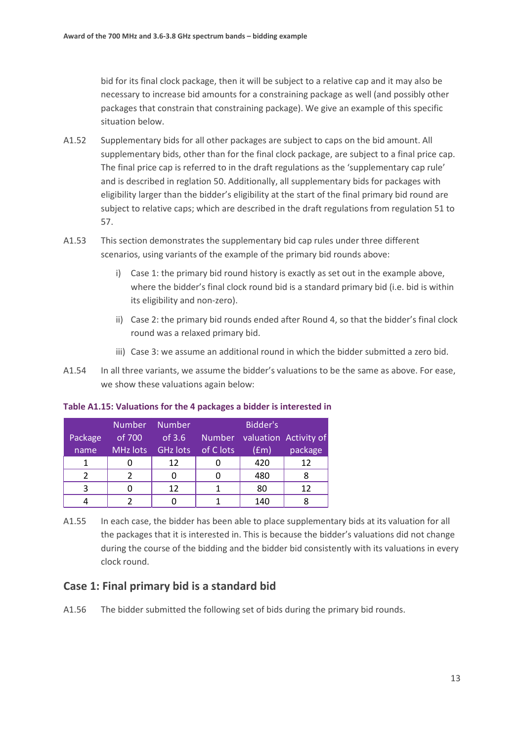bid for its final clock package, then it will be subject to a relative cap and it may also be necessary to increase bid amounts for a constraining package as well (and possibly other packages that constrain that constraining package). We give an example of this specific situation below.

A1.52 Supplementary bids for all other packages are subject to caps on the bid amount. All supplementary bids, other than for the final clock package, are subject to a final price cap. The final price cap is referred to in the draft regulations as the 'supplementary cap rule' and is described in reglation 50. Additionally, all supplementary bids for packages with eligibility larger than the bidder's eligibility at the start of the final primary bid round are subject to relative caps; which are described in the draft regulations from regulation 51 to 57.

A1.53 This section demonstrates the supplementary bid cap rules under three different scenarios, using variants of the example of the primary bid rounds above:

i) Case 1: the primary bid round history is exactly as set out in the example above, where the bidder's final clock round bid is a standard primary bid (i.e. bid is within its eligibility and non-zero).

ii) Case 2: the primary bid rounds ended after Round 4, so that the bidder's final clock round was a relaxed primary bid.

iii) Case 3: we assume an additional round in which the bidder submitted a zero bid.

A1.54 In all three variants, we assume the bidder's valuations to be the same as above. For ease, we show these valuations again below:

**Table A1.15: Valuations for the 4 packages a bidder is interested in**

| Package name | Number of 700 MHz lots | Number of 3.6 GHz lots | Number of C lots | Bidder's valuation (£m) | Activity of package |
|---|---|---|---|---|---|
| 1 | 0 | 12 | 0 | 420 | 12 |
| 2 | 2 | 0 | 0 | 480 | 8 |
| 3 | 0 | 12 | 1 | 80 | 12 |
| 4 | 2 | 0 | 1 | 140 | 8 |

A1.55 In each case, the bidder has been able to place supplementary bids at its valuation for all the packages that it is interested in. This is because the bidder's valuations did not change during the course of the bidding and the bidder bid consistently with its valuations in every clock round.

## Case 1: Final primary bid is a standard bid

A1.56 The bidder submitted the following set of bids during the primary bid rounds.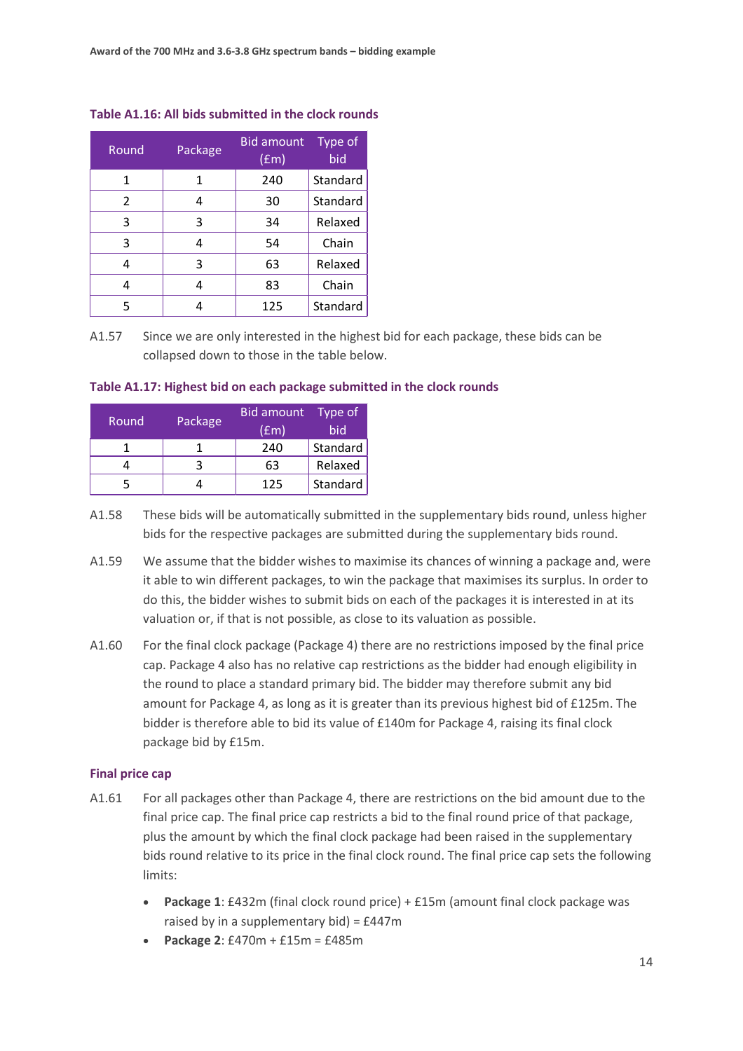**Table A1.16: All bids submitted in the clock rounds**

| Round | Package | Bid amount (£m) | Type of bid |
|---|---|---|---|
| 1 | 1 | 240 | Standard |
| 2 | 4 | 30 | Standard |
| 3 | 3 | 34 | Relaxed |
| 3 | 4 | 54 | Chain |
| 4 | 3 | 63 | Relaxed |
| 4 | 4 | 83 | Chain |
| 5 | 4 | 125 | Standard |

A1.57 Since we are only interested in the highest bid for each package, these bids can be collapsed down to those in the table below.

**Table A1.17: Highest bid on each package submitted in the clock rounds**

| Round | Package | Bid amount (£m) | Type of bid |
|---|---|---|---|
| 1 | 1 | 240 | Standard |
| 4 | 3 | 63 | Relaxed |
| 5 | 4 | 125 | Standard |

A1.58 These bids will be automatically submitted in the supplementary bids round, unless higher bids for the respective packages are submitted during the supplementary bids round.

A1.59 We assume that the bidder wishes to maximise its chances of winning a package and, were it able to win different packages, to win the package that maximises its surplus. In order to do this, the bidder wishes to submit bids on each of the packages it is interested in at its valuation or, if that is not possible, as close to its valuation as possible.

A1.60 For the final clock package (Package 4) there are no restrictions imposed by the final price cap. Package 4 also has no relative cap restrictions as the bidder had enough eligibility in the round to place a standard primary bid. The bidder may therefore submit any bid amount for Package 4, as long as it is greater than its previous highest bid of £125m. The bidder is therefore able to bid its value of £140m for Package 4, raising its final clock package bid by £15m.

### Final price cap

A1.61 For all packages other than Package 4, there are restrictions on the bid amount due to the final price cap. The final price cap restricts a bid to the final round price of that package, plus the amount by which the final clock package had been raised in the supplementary bids round relative to its price in the final clock round. The final price cap sets the following limits:

- **Package 1**: £432m (final clock round price) + £15m (amount final clock package was raised by in a supplementary bid) = £447m
- **Package 2**: £470m + £15m = £485m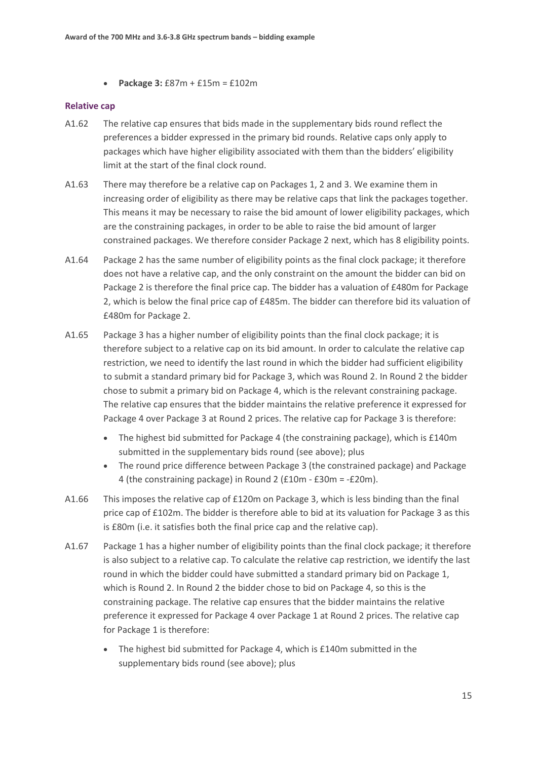- **Package 3:** £87m + £15m = £102m

### Relative cap

A1.62 The relative cap ensures that bids made in the supplementary bids round reflect the preferences a bidder expressed in the primary bid rounds. Relative caps only apply to packages which have higher eligibility associated with them than the bidders' eligibility limit at the start of the final clock round.

A1.63 There may therefore be a relative cap on Packages 1, 2 and 3. We examine them in increasing order of eligibility as there may be relative caps that link the packages together. This means it may be necessary to raise the bid amount of lower eligibility packages, which are the constraining packages, in order to be able to raise the bid amount of larger constrained packages. We therefore consider Package 2 next, which has 8 eligibility points.

A1.64 Package 2 has the same number of eligibility points as the final clock package; it therefore does not have a relative cap, and the only constraint on the amount the bidder can bid on Package 2 is therefore the final price cap. The bidder has a valuation of £480m for Package 2, which is below the final price cap of £485m. The bidder can therefore bid its valuation of £480m for Package 2.

A1.65 Package 3 has a higher number of eligibility points than the final clock package; it is therefore subject to a relative cap on its bid amount. In order to calculate the relative cap restriction, we need to identify the last round in which the bidder had sufficient eligibility to submit a standard primary bid for Package 3, which was Round 2. In Round 2 the bidder chose to submit a primary bid on Package 4, which is the relevant constraining package. The relative cap ensures that the bidder maintains the relative preference it expressed for Package 4 over Package 3 at Round 2 prices. The relative cap for Package 3 is therefore:

- The highest bid submitted for Package 4 (the constraining package), which is £140m submitted in the supplementary bids round (see above); plus
- The round price difference between Package 3 (the constrained package) and Package 4 (the constraining package) in Round 2 (£10m - £30m = -£20m).

A1.66 This imposes the relative cap of £120m on Package 3, which is less binding than the final price cap of £102m. The bidder is therefore able to bid at its valuation for Package 3 as this is £80m (i.e. it satisfies both the final price cap and the relative cap).

A1.67 Package 1 has a higher number of eligibility points than the final clock package; it therefore is also subject to a relative cap. To calculate the relative cap restriction, we identify the last round in which the bidder could have submitted a standard primary bid on Package 1, which is Round 2. In Round 2 the bidder chose to bid on Package 4, so this is the constraining package. The relative cap ensures that the bidder maintains the relative preference it expressed for Package 4 over Package 1 at Round 2 prices. The relative cap for Package 1 is therefore:

- The highest bid submitted for Package 4, which is £140m submitted in the supplementary bids round (see above); plus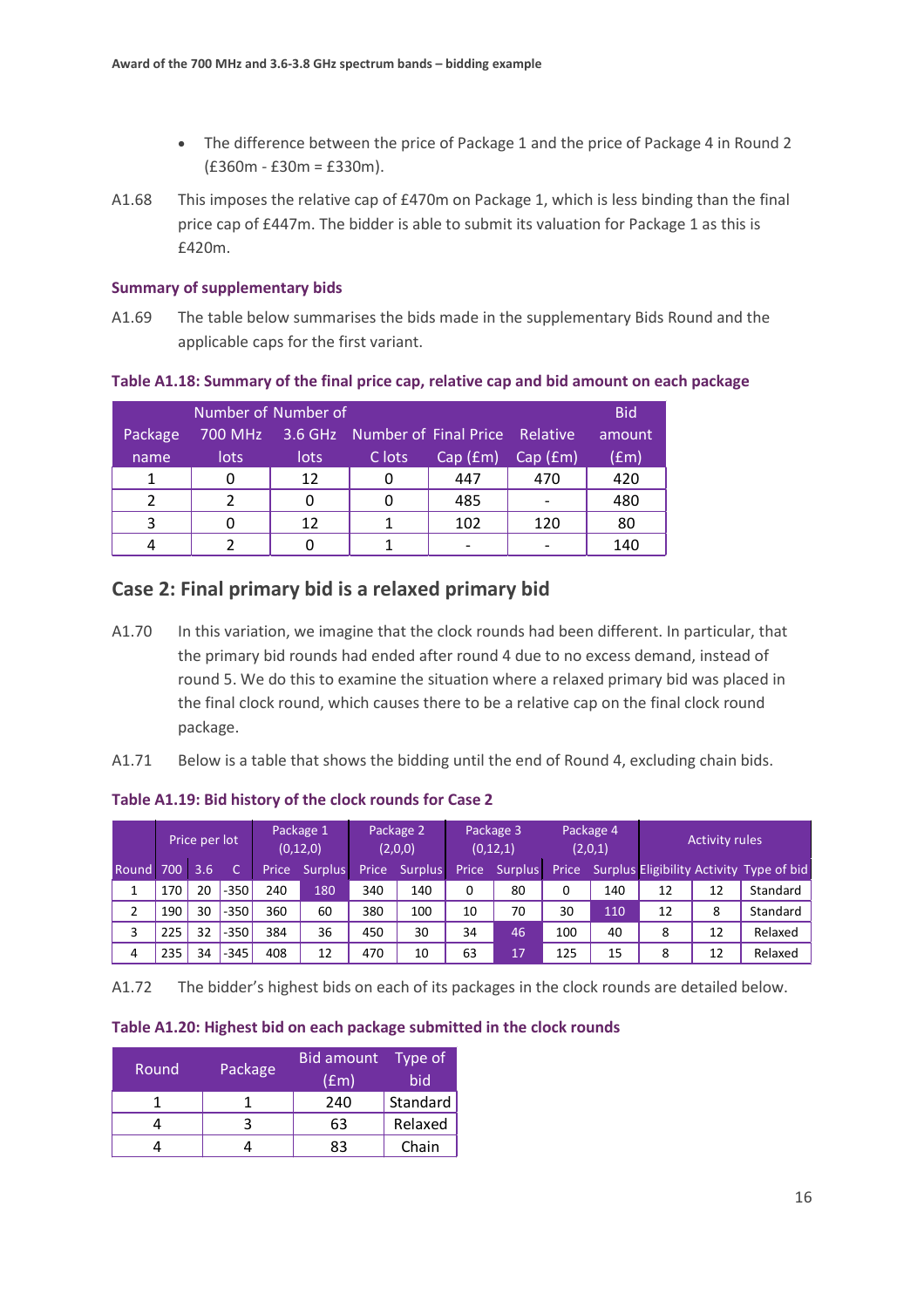- The difference between the price of Package 1 and the price of Package 4 in Round 2 (£360m - £30m = £330m).

A1.68 This imposes the relative cap of £470m on Package 1, which is less binding than the final price cap of £447m. The bidder is able to submit its valuation for Package 1 as this is £420m.

### Summary of supplementary bids

A1.69 The table below summarises the bids made in the supplementary Bids Round and the applicable caps for the first variant.

**Table A1.18: Summary of the final price cap, relative cap and bid amount on each package**

| Package name | Number of 700 MHz lots | Number of 3.6 GHz lots | Number of C lots | Final Price Cap (£m) | Relative Cap (£m) | Bid amount (£m) |
|---|---|---|---|---|---|---|
| 1 | 0 | 12 | 0 | 447 | 470 | 420 |
| 2 | 2 | 0 | 0 | 485 | - | 480 |
| 3 | 0 | 12 | 1 | 102 | 120 | 80 |
| 4 | 2 | 0 | 1 | - | - | 140 |

## Case 2: Final primary bid is a relaxed primary bid

A1.70 In this variation, we imagine that the clock rounds had been different. In particular, that the primary bid rounds had ended after round 4 due to no excess demand, instead of round 5. We do this to examine the situation where a relaxed primary bid was placed in the final clock round, which causes there to be a relative cap on the final clock round package.

A1.71 Below is a table that shows the bidding until the end of Round 4, excluding chain bids.

**Table A1.19: Bid history of the clock rounds for Case 2**

| | Price per lot | | | Package 1 (0,12,0) | | Package 2 (2,0,0) | | Package 3 (0,12,1) | | Package 4 (2,0,1) | | Activity rules | | |
|---|---|---|---|---|---|---|---|---|---|---|---|---|---|---|
| Round | 700 | 3.6 | C | Price | Surplus | Price | Surplus | Price | Surplus | Price | Surplus | Eligibility | Activity | Type of bid |
| 1 | 170 | 20 | -350 | 240 | 180 | 340 | 140 | 0 | 80 | 0 | 140 | 12 | 12 | Standard |
| 2 | 190 | 30 | -350 | 360 | 60 | 380 | 100 | 10 | 70 | 30 | 110 | 12 | 8 | Standard |
| 3 | 225 | 32 | -350 | 384 | 36 | 450 | 30 | 34 | 46 | 100 | 40 | 8 | 12 | Relaxed |
| 4 | 235 | 34 | -345 | 408 | 12 | 470 | 10 | 63 | 17 | 125 | 15 | 8 | 12 | Relaxed |

A1.72 The bidder's highest bids on each of its packages in the clock rounds are detailed below.

**Table A1.20: Highest bid on each package submitted in the clock rounds**

| Round | Package | Bid amount (£m) | Type of bid |
|---|---|---|---|
| 1 | 1 | 240 | Standard |
| 4 | 3 | 63 | Relaxed |
| 4 | 4 | 83 | Chain |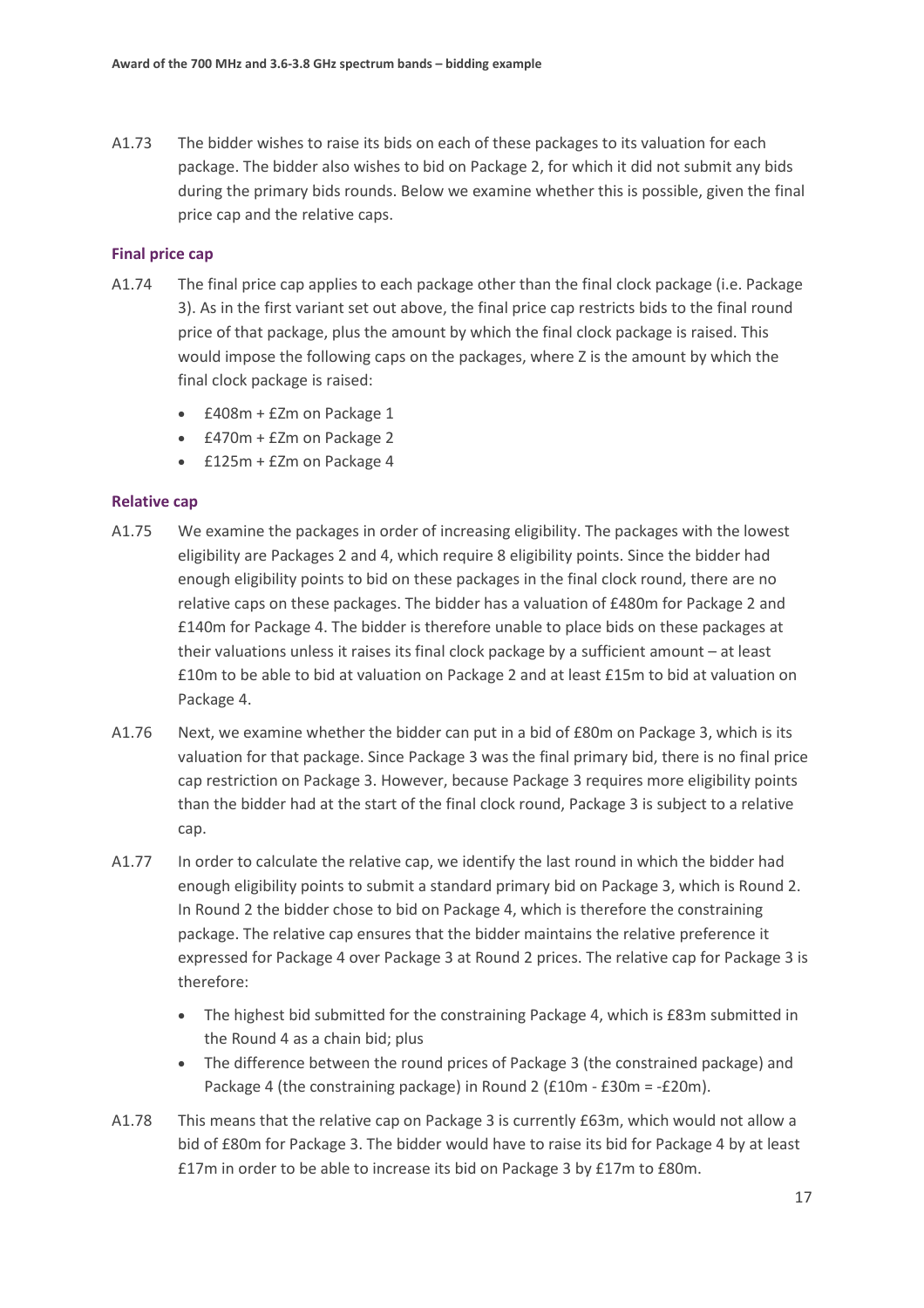A1.73 The bidder wishes to raise its bids on each of these packages to its valuation for each package. The bidder also wishes to bid on Package 2, for which it did not submit any bids during the primary bids rounds. Below we examine whether this is possible, given the final price cap and the relative caps.

### Final price cap

A1.74 The final price cap applies to each package other than the final clock package (i.e. Package 3). As in the first variant set out above, the final price cap restricts bids to the final round price of that package, plus the amount by which the final clock package is raised. This would impose the following caps on the packages, where Z is the amount by which the final clock package is raised:

- £408m + £Zm on Package 1
- £470m + £Zm on Package 2
- £125m + £Zm on Package 4

### Relative cap

A1.75 We examine the packages in order of increasing eligibility. The packages with the lowest eligibility are Packages 2 and 4, which require 8 eligibility points. Since the bidder had enough eligibility points to bid on these packages in the final clock round, there are no relative caps on these packages. The bidder has a valuation of £480m for Package 2 and £140m for Package 4. The bidder is therefore unable to place bids on these packages at their valuations unless it raises its final clock package by a sufficient amount – at least £10m to be able to bid at valuation on Package 2 and at least £15m to bid at valuation on Package 4.

A1.76 Next, we examine whether the bidder can put in a bid of £80m on Package 3, which is its valuation for that package. Since Package 3 was the final primary bid, there is no final price cap restriction on Package 3. However, because Package 3 requires more eligibility points than the bidder had at the start of the final clock round, Package 3 is subject to a relative cap.

A1.77 In order to calculate the relative cap, we identify the last round in which the bidder had enough eligibility points to submit a standard primary bid on Package 3, which is Round 2. In Round 2 the bidder chose to bid on Package 4, which is therefore the constraining package. The relative cap ensures that the bidder maintains the relative preference it expressed for Package 4 over Package 3 at Round 2 prices. The relative cap for Package 3 is therefore:

- The highest bid submitted for the constraining Package 4, which is £83m submitted in the Round 4 as a chain bid; plus
- The difference between the round prices of Package 3 (the constrained package) and Package 4 (the constraining package) in Round 2 (£10m - £30m = -£20m).

A1.78 This means that the relative cap on Package 3 is currently £63m, which would not allow a bid of £80m for Package 3. The bidder would have to raise its bid for Package 4 by at least £17m in order to be able to increase its bid on Package 3 by £17m to £80m.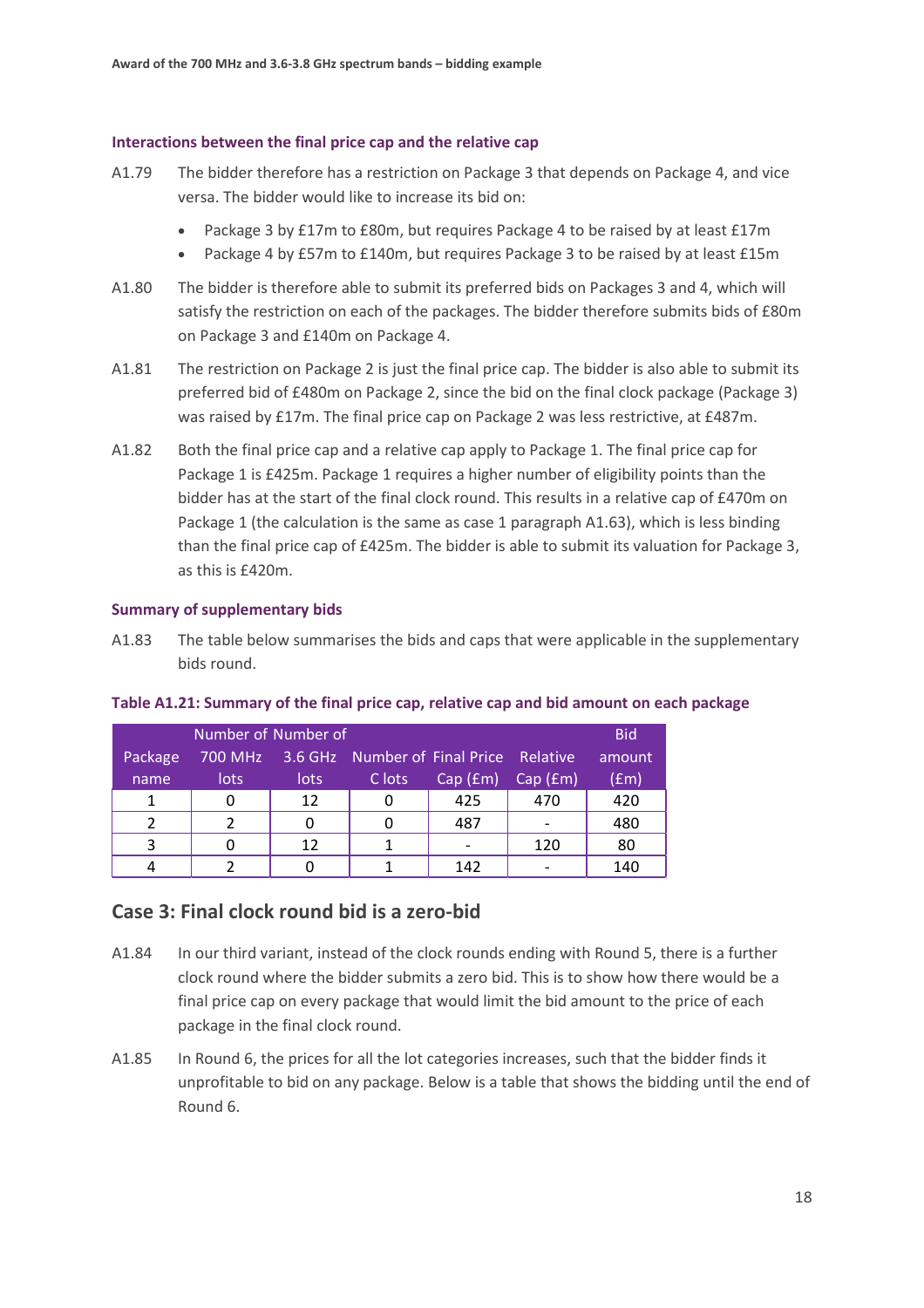#### Interactions between the final price cap and the relative cap

A1.79 The bidder therefore has a restriction on Package 3 that depends on Package 4, and vice versa. The bidder would like to increase its bid on:

- Package 3 by £17m to £80m, but requires Package 4 to be raised by at least £17m
- Package 4 by £57m to £140m, but requires Package 3 to be raised by at least £15m

A1.80 The bidder is therefore able to submit its preferred bids on Packages 3 and 4, which will satisfy the restriction on each of the packages. The bidder therefore submits bids of £80m on Package 3 and £140m on Package 4.

A1.81 The restriction on Package 2 is just the final price cap. The bidder is also able to submit its preferred bid of £480m on Package 2, since the bid on the final clock package (Package 3) was raised by £17m. The final price cap on Package 2 was less restrictive, at £487m.

A1.82 Both the final price cap and a relative cap apply to Package 1. The final price cap for Package 1 is £425m. Package 1 requires a higher number of eligibility points than the bidder has at the start of the final clock round. This results in a relative cap of £470m on Package 1 (the calculation is the same as case 1 paragraph A1.63), which is less binding than the final price cap of £425m. The bidder is able to submit its valuation for Package 3, as this is £420m.

#### Summary of supplementary bids

A1.83 The table below summarises the bids and caps that were applicable in the supplementary bids round.

**Table A1.21: Summary of the final price cap, relative cap and bid amount on each package**

| Package name | Number of 700 MHz lots | Number of 3.6 GHz lots | Number of C lots | Final Price Cap (£m) | Relative Cap (£m) | Bid amount (£m) |
|---|---|---|---|---|---|---|
| 1 | 0 | 12 | 0 | 425 | 470 | 420 |
| 2 | 2 | 0 | 0 | 487 | - | 480 |
| 3 | 0 | 12 | 1 | - | 120 | 80 |
| 4 | 2 | 0 | 1 | 142 | - | 140 |

## Case 3: Final clock round bid is a zero-bid

A1.84 In our third variant, instead of the clock rounds ending with Round 5, there is a further clock round where the bidder submits a zero bid. This is to show how there would be a final price cap on every package that would limit the bid amount to the price of each package in the final clock round.

A1.85 In Round 6, the prices for all the lot categories increases, such that the bidder finds it unprofitable to bid on any package. Below is a table that shows the bidding until the end of Round 6.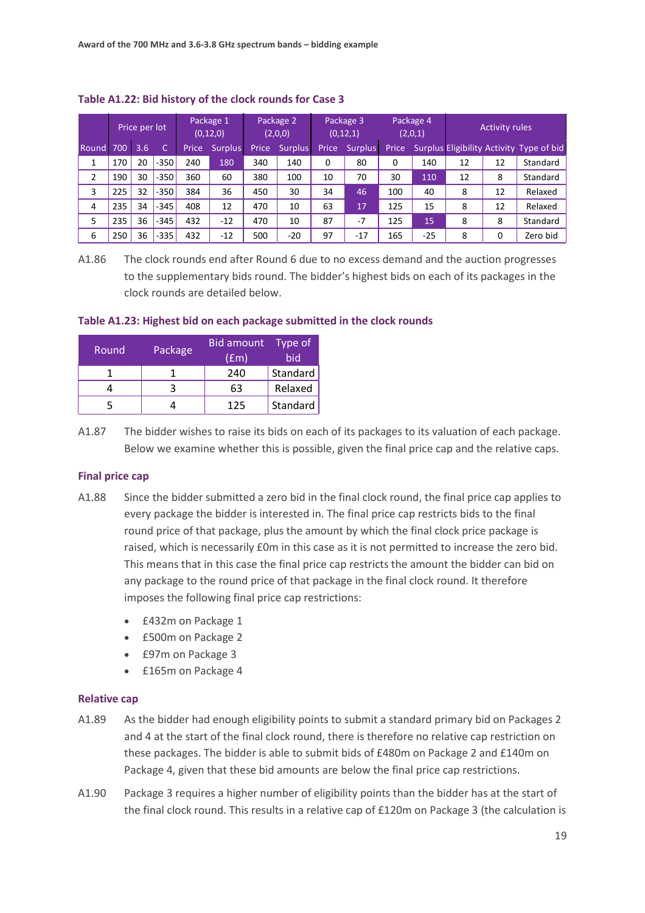**Table A1.22: Bid history of the clock rounds for Case 3**

| | Price per lot | | | Package 1 (0,12,0) | | Package 2 (2,0,0) | | Package 3 (0,12,1) | | Package 4 (2,0,1) | | Activity rules | | |
|---|---|---|---|---|---|---|---|---|---|---|---|---|---|---|
| Round | 700 | 3.6 | C | Price | Surplus | Price | Surplus | Price | Surplus | Price | Surplus | Eligibility | Activity | Type of bid |
| 1 | 170 | 20 | -350 | 240 | 180 | 340 | 140 | 0 | 80 | 0 | 140 | 12 | 12 | Standard |
| 2 | 190 | 30 | -350 | 360 | 60 | 380 | 100 | 10 | 70 | 30 | 110 | 12 | 8 | Standard |
| 3 | 225 | 32 | -350 | 384 | 36 | 450 | 30 | 34 | 46 | 100 | 40 | 8 | 12 | Relaxed |
| 4 | 235 | 34 | -345 | 408 | 12 | 470 | 10 | 63 | 17 | 125 | 15 | 8 | 12 | Relaxed |
| 5 | 235 | 36 | -345 | 432 | -12 | 470 | 10 | 87 | -7 | 125 | 15 | 8 | 8 | Standard |
| 6 | 250 | 36 | -335 | 432 | -12 | 500 | -20 | 97 | -17 | 165 | -25 | 8 | 0 | Zero bid |

A1.86 The clock rounds end after Round 6 due to no excess demand and the auction progresses to the supplementary bids round. The bidder's highest bids on each of its packages in the clock rounds are detailed below.

**Table A1.23: Highest bid on each package submitted in the clock rounds**

| Round | Package | Bid amount (£m) | Type of bid |
|---|---|---|---|
| 1 | 1 | 240 | Standard |
| 4 | 3 | 63 | Relaxed |
| 5 | 4 | 125 | Standard |

A1.87 The bidder wishes to raise its bids on each of its packages to its valuation of each package. Below we examine whether this is possible, given the final price cap and the relative caps.

### Final price cap

A1.88 Since the bidder submitted a zero bid in the final clock round, the final price cap applies to every package the bidder is interested in. The final price cap restricts bids to the final round price of that package, plus the amount by which the final clock price package is raised, which is necessarily £0m in this case as it is not permitted to increase the zero bid. This means that in this case the final price cap restricts the amount the bidder can bid on any package to the round price of that package in the final clock round. It therefore imposes the following final price cap restrictions:

- £432m on Package 1
- £500m on Package 2
- £97m on Package 3
- £165m on Package 4

### Relative cap

A1.89 As the bidder had enough eligibility points to submit a standard primary bid on Packages 2 and 4 at the start of the final clock round, there is therefore no relative cap restriction on these packages. The bidder is able to submit bids of £480m on Package 2 and £140m on Package 4, given that these bid amounts are below the final price cap restrictions.

A1.90 Package 3 requires a higher number of eligibility points than the bidder has at the start of the final clock round. This results in a relative cap of £120m on Package 3 (the calculation is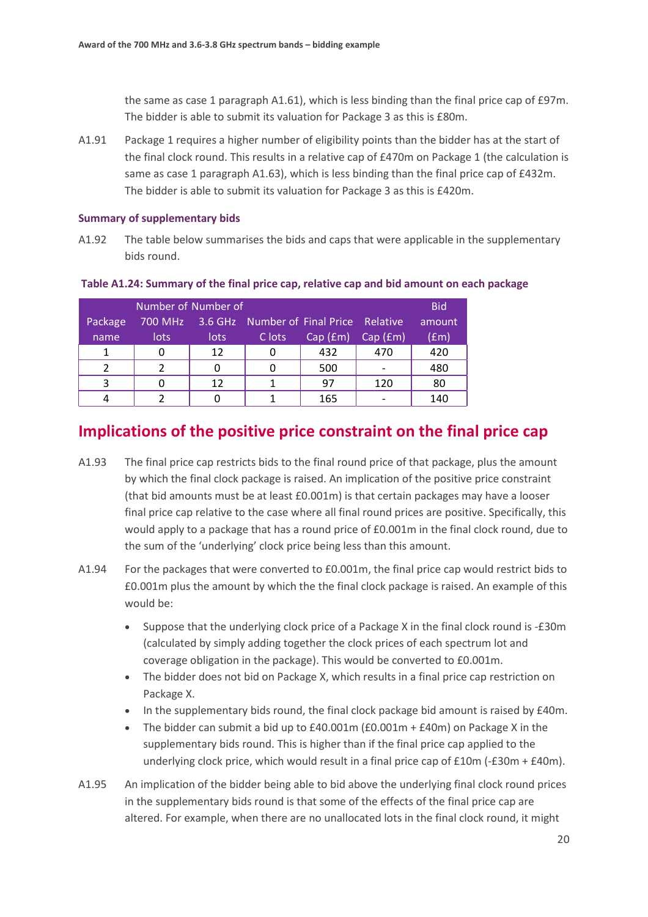the same as case 1 paragraph A1.61), which is less binding than the final price cap of £97m. The bidder is able to submit its valuation for Package 3 as this is £80m.

A1.91 Package 1 requires a higher number of eligibility points than the bidder has at the start of the final clock round. This results in a relative cap of £470m on Package 1 (the calculation is same as case 1 paragraph A1.63), which is less binding than the final price cap of £432m. The bidder is able to submit its valuation for Package 3 as this is £420m.

### Summary of supplementary bids

A1.92 The table below summarises the bids and caps that were applicable in the supplementary bids round.

**Table A1.24: Summary of the final price cap, relative cap and bid amount on each package**

| Package name | Number of 700 MHz lots | Number of 3.6 GHz lots | Number of C lots | Final Price Cap (£m) | Relative Cap (£m) | Bid amount (£m) |
|---|---|---|---|---|---|---|
| 1 | 0 | 12 | 0 | 432 | 470 | 420 |
| 2 | 2 | 0 | 0 | 500 | - | 480 |
| 3 | 0 | 12 | 1 | 97 | 120 | 80 |
| 4 | 2 | 0 | 1 | 165 | - | 140 |

## Implications of the positive price constraint on the final price cap

A1.93 The final price cap restricts bids to the final round price of that package, plus the amount by which the final clock package is raised. An implication of the positive price constraint (that bid amounts must be at least £0.001m) is that certain packages may have a looser final price cap relative to the case where all final round prices are positive. Specifically, this would apply to a package that has a round price of £0.001m in the final clock round, due to the sum of the 'underlying' clock price being less than this amount.

A1.94 For the packages that were converted to £0.001m, the final price cap would restrict bids to £0.001m plus the amount by which the the final clock package is raised. An example of this would be:

- Suppose that the underlying clock price of a Package X in the final clock round is -£30m (calculated by simply adding together the clock prices of each spectrum lot and coverage obligation in the package). This would be converted to £0.001m.
- The bidder does not bid on Package X, which results in a final price cap restriction on Package X.
- In the supplementary bids round, the final clock package bid amount is raised by £40m.
- The bidder can submit a bid up to £40.001m (£0.001m + £40m) on Package X in the supplementary bids round. This is higher than if the final price cap applied to the underlying clock price, which would result in a final price cap of £10m (-£30m + £40m).

A1.95 An implication of the bidder being able to bid above the underlying final clock round prices in the supplementary bids round is that some of the effects of the final price cap are altered. For example, when there are no unallocated lots in the final clock round, it might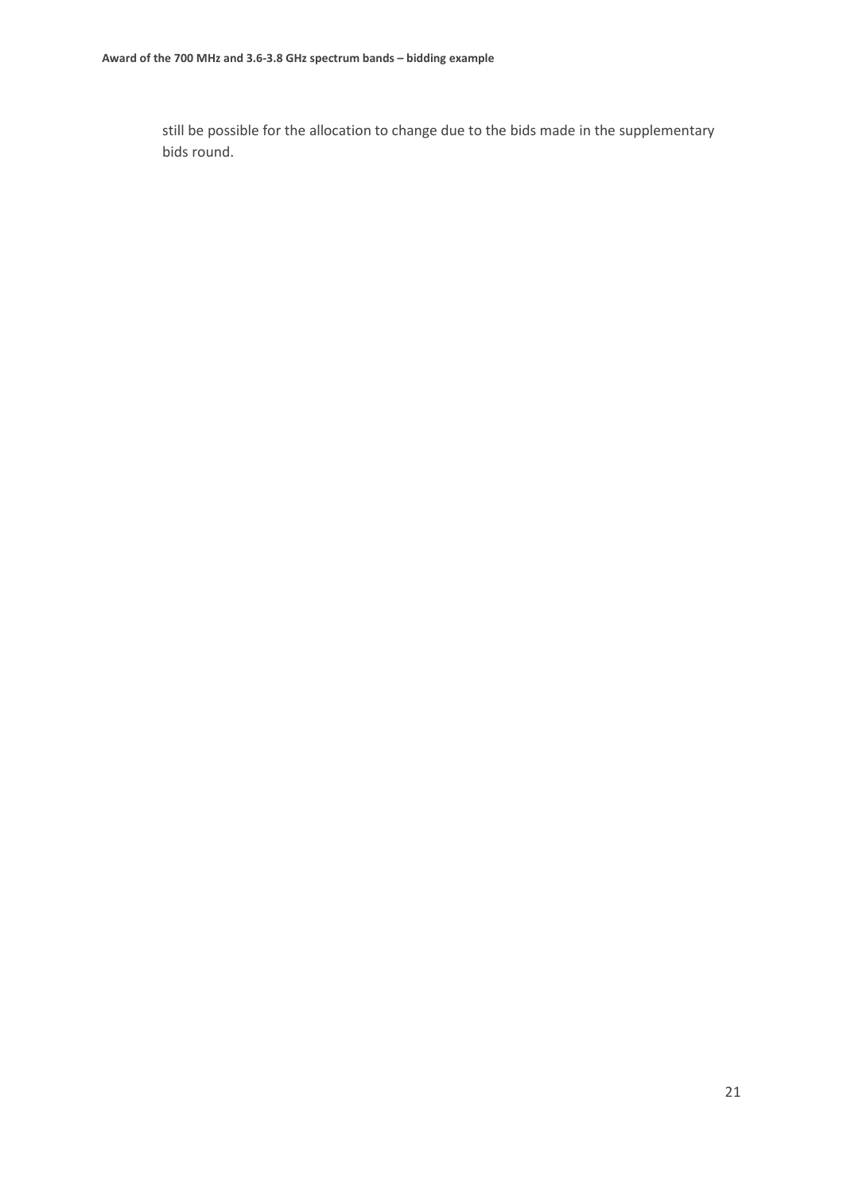still be possible for the allocation to change due to the bids made in the supplementary bids round.